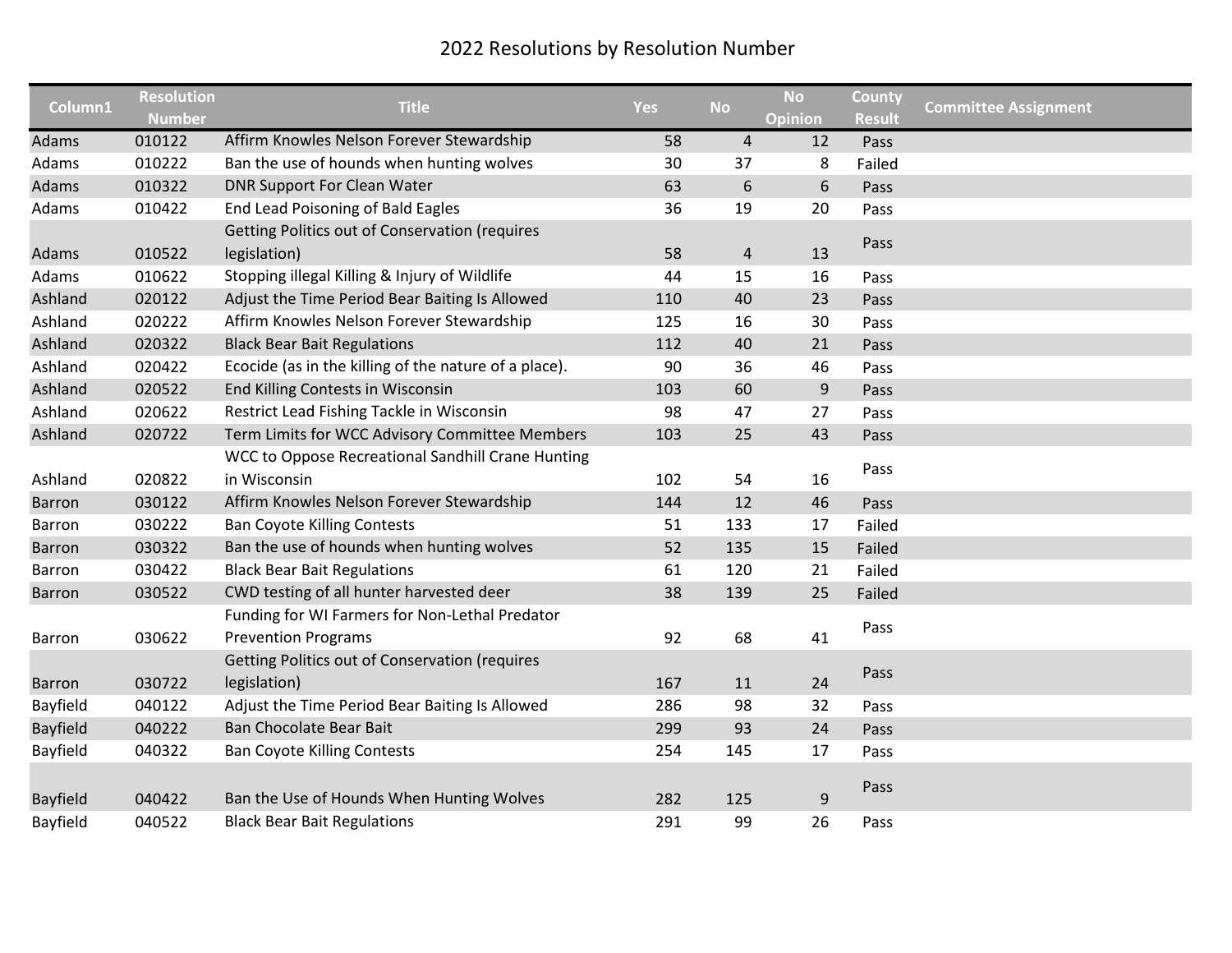# 2022 Resolutions by Resolution Number

| Column1 | Resolution Number | Title | Yes | No | No Opinion | County Result | Committee Assignment |
|---|---|---|---|---|---|---|---|
| Adams | 010122 | Affirm Knowles Nelson Forever Stewardship | 58 | 4 | 12 | Pass | |
| Adams | 010222 | Ban the use of hounds when hunting wolves | 30 | 37 | 8 | Failed | |
| Adams | 010322 | DNR Support For Clean Water | 63 | 6 | 6 | Pass | |
| Adams | 010422 | End Lead Poisoning of Bald Eagles | 36 | 19 | 20 | Pass | |
| Adams | 010522 | Getting Politics out of Conservation (requires legislation) | 58 | 4 | 13 | Pass | |
| Adams | 010622 | Stopping illegal Killing & Injury of Wildlife | 44 | 15 | 16 | Pass | |
| Ashland | 020122 | Adjust the Time Period Bear Baiting Is Allowed | 110 | 40 | 23 | Pass | |
| Ashland | 020222 | Affirm Knowles Nelson Forever Stewardship | 125 | 16 | 30 | Pass | |
| Ashland | 020322 | Black Bear Bait Regulations | 112 | 40 | 21 | Pass | |
| Ashland | 020422 | Ecocide (as in the killing of the nature of a place). | 90 | 36 | 46 | Pass | |
| Ashland | 020522 | End Killing Contests in Wisconsin | 103 | 60 | 9 | Pass | |
| Ashland | 020622 | Restrict Lead Fishing Tackle in Wisconsin | 98 | 47 | 27 | Pass | |
| Ashland | 020722 | Term Limits for WCC Advisory Committee Members | 103 | 25 | 43 | Pass | |
| Ashland | 020822 | WCC to Oppose Recreational Sandhill Crane Hunting in Wisconsin | 102 | 54 | 16 | Pass | |
| Barron | 030122 | Affirm Knowles Nelson Forever Stewardship | 144 | 12 | 46 | Pass | |
| Barron | 030222 | Ban Coyote Killing Contests | 51 | 133 | 17 | Failed | |
| Barron | 030322 | Ban the use of hounds when hunting wolves | 52 | 135 | 15 | Failed | |
| Barron | 030422 | Black Bear Bait Regulations | 61 | 120 | 21 | Failed | |
| Barron | 030522 | CWD testing of all hunter harvested deer | 38 | 139 | 25 | Failed | |
| Barron | 030622 | Funding for WI Farmers for Non-Lethal Predator Prevention Programs | 92 | 68 | 41 | Pass | |
| Barron | 030722 | Getting Politics out of Conservation (requires legislation) | 167 | 11 | 24 | Pass | |
| Bayfield | 040122 | Adjust the Time Period Bear Baiting Is Allowed | 286 | 98 | 32 | Pass | |
| Bayfield | 040222 | Ban Chocolate Bear Bait | 299 | 93 | 24 | Pass | |
| Bayfield | 040322 | Ban Coyote Killing Contests | 254 | 145 | 17 | Pass | |
| Bayfield | 040422 | Ban the Use of Hounds When Hunting Wolves | 282 | 125 | 9 | Pass | |
| Bayfield | 040522 | Black Bear Bait Regulations | 291 | 99 | 26 | Pass | |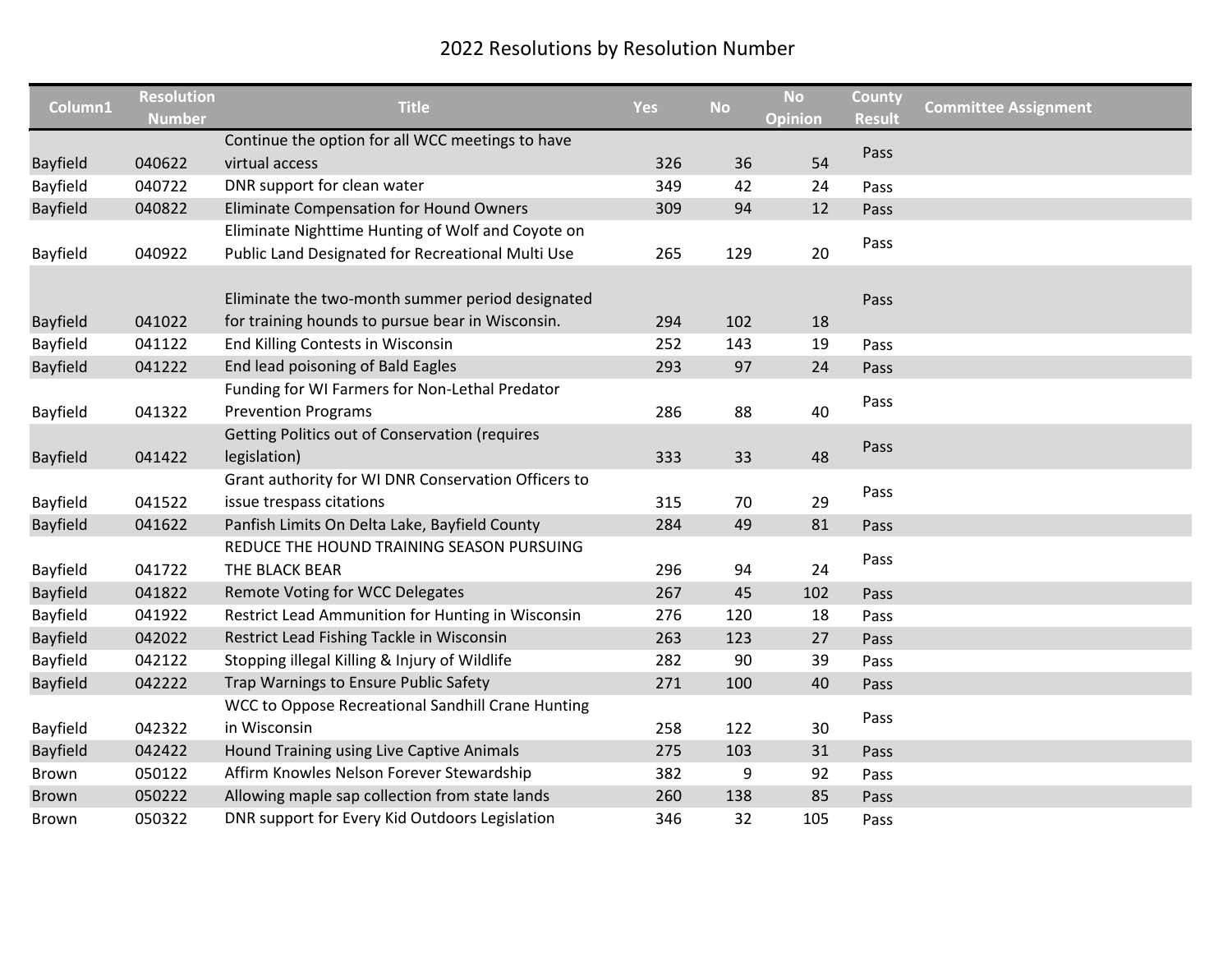# 2022 Resolutions by Resolution Number

| Column1 | Resolution Number | Title | Yes | No | No Opinion | County Result | Committee Assignment |
|---|---|---|---|---|---|---|---|
| Bayfield | 040622 | Continue the option for all WCC meetings to have virtual access | 326 | 36 | 54 | Pass | |
| Bayfield | 040722 | DNR support for clean water | 349 | 42 | 24 | Pass | |
| Bayfield | 040822 | Eliminate Compensation for Hound Owners | 309 | 94 | 12 | Pass | |
| Bayfield | 040922 | Eliminate Nighttime Hunting of Wolf and Coyote on Public Land Designated for Recreational Multi Use | 265 | 129 | 20 | Pass | |
| Bayfield | 041022 | Eliminate the two-month summer period designated for training hounds to pursue bear in Wisconsin. | 294 | 102 | 18 | Pass | |
| Bayfield | 041122 | End Killing Contests in Wisconsin | 252 | 143 | 19 | Pass | |
| Bayfield | 041222 | End lead poisoning of Bald Eagles | 293 | 97 | 24 | Pass | |
| Bayfield | 041322 | Funding for WI Farmers for Non-Lethal Predator Prevention Programs | 286 | 88 | 40 | Pass | |
| Bayfield | 041422 | Getting Politics out of Conservation (requires legislation) | 333 | 33 | 48 | Pass | |
| Bayfield | 041522 | Grant authority for WI DNR Conservation Officers to issue trespass citations | 315 | 70 | 29 | Pass | |
| Bayfield | 041622 | Panfish Limits On Delta Lake, Bayfield County | 284 | 49 | 81 | Pass | |
| Bayfield | 041722 | REDUCE THE HOUND TRAINING SEASON PURSUING THE BLACK BEAR | 296 | 94 | 24 | Pass | |
| Bayfield | 041822 | Remote Voting for WCC Delegates | 267 | 45 | 102 | Pass | |
| Bayfield | 041922 | Restrict Lead Ammunition for Hunting in Wisconsin | 276 | 120 | 18 | Pass | |
| Bayfield | 042022 | Restrict Lead Fishing Tackle in Wisconsin | 263 | 123 | 27 | Pass | |
| Bayfield | 042122 | Stopping illegal Killing & Injury of Wildlife | 282 | 90 | 39 | Pass | |
| Bayfield | 042222 | Trap Warnings to Ensure Public Safety | 271 | 100 | 40 | Pass | |
| Bayfield | 042322 | WCC to Oppose Recreational Sandhill Crane Hunting in Wisconsin | 258 | 122 | 30 | Pass | |
| Bayfield | 042422 | Hound Training using Live Captive Animals | 275 | 103 | 31 | Pass | |
| Brown | 050122 | Affirm Knowles Nelson Forever Stewardship | 382 | 9 | 92 | Pass | |
| Brown | 050222 | Allowing maple sap collection from state lands | 260 | 138 | 85 | Pass | |
| Brown | 050322 | DNR support for Every Kid Outdoors Legislation | 346 | 32 | 105 | Pass | |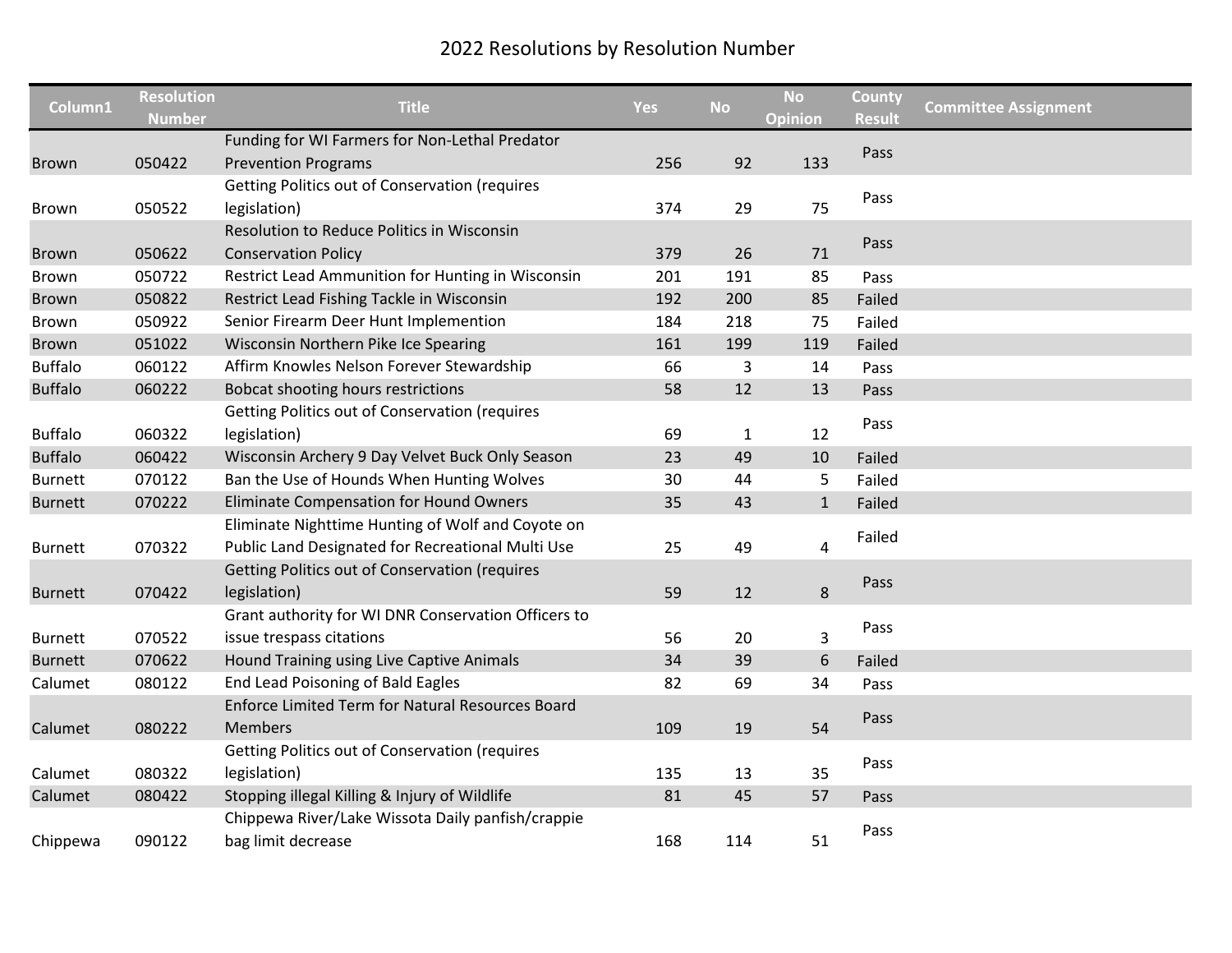# 2022 Resolutions by Resolution Number

| Column1 | Resolution Number | Title | Yes | No | No Opinion | County Result | Committee Assignment |
|---|---|---|---|---|---|---|---|
| Brown | 050422 | Funding for WI Farmers for Non-Lethal Predator Prevention Programs | 256 | 92 | 133 | Pass | |
| Brown | 050522 | Getting Politics out of Conservation (requires legislation) | 374 | 29 | 75 | Pass | |
| Brown | 050622 | Resolution to Reduce Politics in Wisconsin Conservation Policy | 379 | 26 | 71 | Pass | |
| Brown | 050722 | Restrict Lead Ammunition for Hunting in Wisconsin | 201 | 191 | 85 | Pass | |
| Brown | 050822 | Restrict Lead Fishing Tackle in Wisconsin | 192 | 200 | 85 | Failed | |
| Brown | 050922 | Senior Firearm Deer Hunt Implemention | 184 | 218 | 75 | Failed | |
| Brown | 051022 | Wisconsin Northern Pike Ice Spearing | 161 | 199 | 119 | Failed | |
| Buffalo | 060122 | Affirm Knowles Nelson Forever Stewardship | 66 | 3 | 14 | Pass | |
| Buffalo | 060222 | Bobcat shooting hours restrictions | 58 | 12 | 13 | Pass | |
| Buffalo | 060322 | Getting Politics out of Conservation (requires legislation) | 69 | 1 | 12 | Pass | |
| Buffalo | 060422 | Wisconsin Archery 9 Day Velvet Buck Only Season | 23 | 49 | 10 | Failed | |
| Burnett | 070122 | Ban the Use of Hounds When Hunting Wolves | 30 | 44 | 5 | Failed | |
| Burnett | 070222 | Eliminate Compensation for Hound Owners | 35 | 43 | 1 | Failed | |
| Burnett | 070322 | Eliminate Nighttime Hunting of Wolf and Coyote on Public Land Designated for Recreational Multi Use | 25 | 49 | 4 | Failed | |
| Burnett | 070422 | Getting Politics out of Conservation (requires legislation) | 59 | 12 | 8 | Pass | |
| Burnett | 070522 | Grant authority for WI DNR Conservation Officers to issue trespass citations | 56 | 20 | 3 | Pass | |
| Burnett | 070622 | Hound Training using Live Captive Animals | 34 | 39 | 6 | Failed | |
| Calumet | 080122 | End Lead Poisoning of Bald Eagles | 82 | 69 | 34 | Pass | |
| Calumet | 080222 | Enforce Limited Term for Natural Resources Board Members | 109 | 19 | 54 | Pass | |
| Calumet | 080322 | Getting Politics out of Conservation (requires legislation) | 135 | 13 | 35 | Pass | |
| Calumet | 080422 | Stopping illegal Killing & Injury of Wildlife | 81 | 45 | 57 | Pass | |
| Chippewa | 090122 | Chippewa River/Lake Wissota Daily panfish/crappie bag limit decrease | 168 | 114 | 51 | Pass | |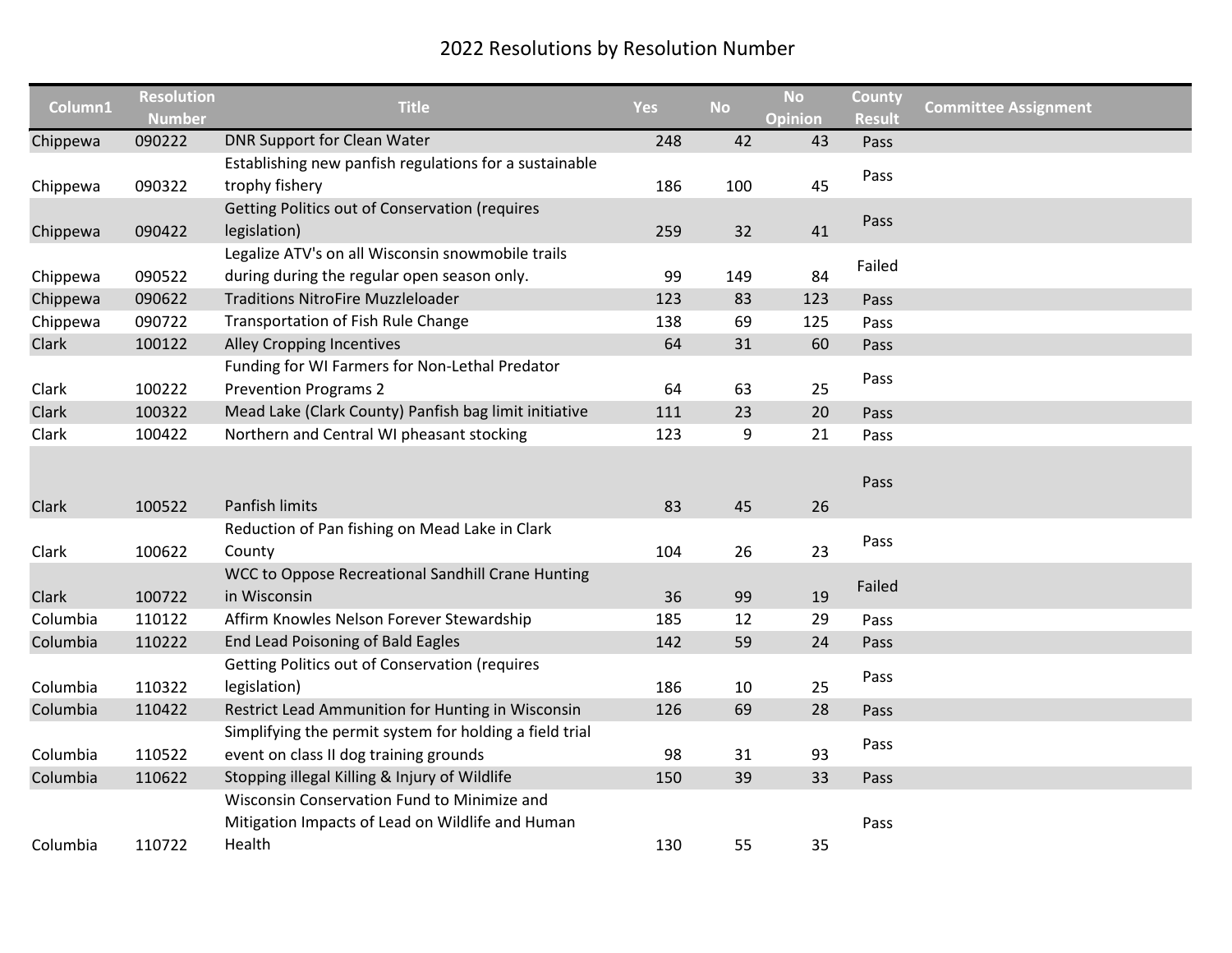# 2022 Resolutions by Resolution Number

| Column1 | Resolution Number | Title | Yes | No | No Opinion | County Result | Committee Assignment |
|---|---|---|---|---|---|---|---|
| Chippewa | 090222 | DNR Support for Clean Water | 248 | 42 | 43 | Pass | |
| Chippewa | 090322 | Establishing new panfish regulations for a sustainable trophy fishery | 186 | 100 | 45 | Pass | |
| Chippewa | 090422 | Getting Politics out of Conservation (requires legislation) | 259 | 32 | 41 | Pass | |
| Chippewa | 090522 | Legalize ATV's on all Wisconsin snowmobile trails during during the regular open season only. | 99 | 149 | 84 | Failed | |
| Chippewa | 090622 | Traditions NitroFire Muzzleloader | 123 | 83 | 123 | Pass | |
| Chippewa | 090722 | Transportation of Fish Rule Change | 138 | 69 | 125 | Pass | |
| Clark | 100122 | Alley Cropping Incentives | 64 | 31 | 60 | Pass | |
| Clark | 100222 | Funding for WI Farmers for Non-Lethal Predator Prevention Programs 2 | 64 | 63 | 25 | Pass | |
| Clark | 100322 | Mead Lake (Clark County) Panfish bag limit initiative | 111 | 23 | 20 | Pass | |
| Clark | 100422 | Northern and Central WI pheasant stocking | 123 | 9 | 21 | Pass | |
| Clark | 100522 | Panfish limits | 83 | 45 | 26 | Pass | |
| Clark | 100622 | Reduction of Pan fishing on Mead Lake in Clark County | 104 | 26 | 23 | Pass | |
| Clark | 100722 | WCC to Oppose Recreational Sandhill Crane Hunting in Wisconsin | 36 | 99 | 19 | Failed | |
| Columbia | 110122 | Affirm Knowles Nelson Forever Stewardship | 185 | 12 | 29 | Pass | |
| Columbia | 110222 | End Lead Poisoning of Bald Eagles | 142 | 59 | 24 | Pass | |
| Columbia | 110322 | Getting Politics out of Conservation (requires legislation) | 186 | 10 | 25 | Pass | |
| Columbia | 110422 | Restrict Lead Ammunition for Hunting in Wisconsin | 126 | 69 | 28 | Pass | |
| Columbia | 110522 | Simplifying the permit system for holding a field trial event on class II dog training grounds | 98 | 31 | 93 | Pass | |
| Columbia | 110622 | Stopping illegal Killing & Injury of Wildlife | 150 | 39 | 33 | Pass | |
| Columbia | 110722 | Wisconsin Conservation Fund to Minimize and Mitigation Impacts of Lead on Wildlife and Human Health | 130 | 55 | 35 | Pass | |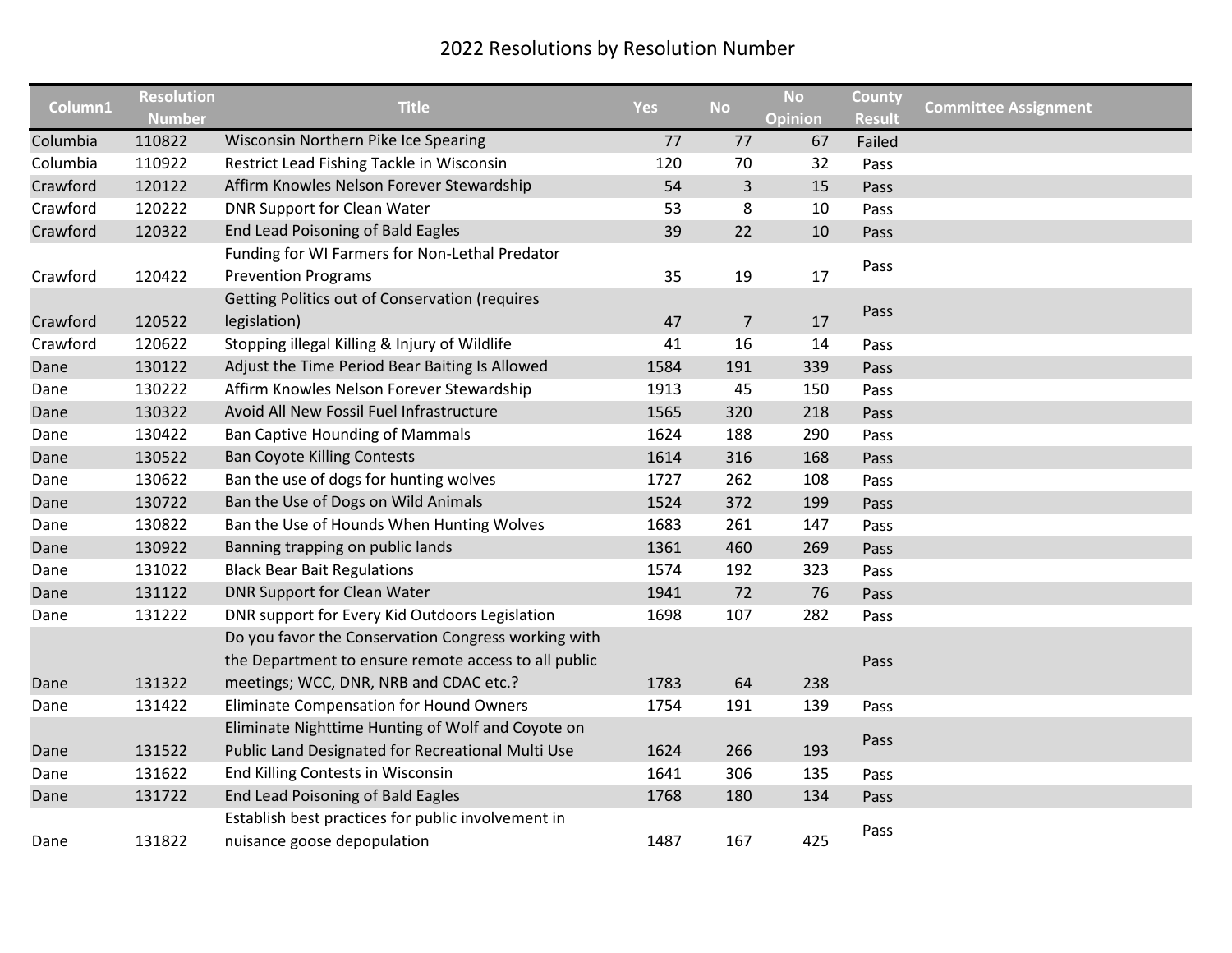# 2022 Resolutions by Resolution Number

| Column1 | Resolution Number | Title | Yes | No | No Opinion | County Result | Committee Assignment |
|---|---|---|---|---|---|---|---|
| Columbia | 110822 | Wisconsin Northern Pike Ice Spearing | 77 | 77 | 67 | Failed | |
| Columbia | 110922 | Restrict Lead Fishing Tackle in Wisconsin | 120 | 70 | 32 | Pass | |
| Crawford | 120122 | Affirm Knowles Nelson Forever Stewardship | 54 | 3 | 15 | Pass | |
| Crawford | 120222 | DNR Support for Clean Water | 53 | 8 | 10 | Pass | |
| Crawford | 120322 | End Lead Poisoning of Bald Eagles | 39 | 22 | 10 | Pass | |
| Crawford | 120422 | Funding for WI Farmers for Non-Lethal Predator Prevention Programs | 35 | 19 | 17 | Pass | |
| Crawford | 120522 | Getting Politics out of Conservation (requires legislation) | 47 | 7 | 17 | Pass | |
| Crawford | 120622 | Stopping illegal Killing & Injury of Wildlife | 41 | 16 | 14 | Pass | |
| Dane | 130122 | Adjust the Time Period Bear Baiting Is Allowed | 1584 | 191 | 339 | Pass | |
| Dane | 130222 | Affirm Knowles Nelson Forever Stewardship | 1913 | 45 | 150 | Pass | |
| Dane | 130322 | Avoid All New Fossil Fuel Infrastructure | 1565 | 320 | 218 | Pass | |
| Dane | 130422 | Ban Captive Hounding of Mammals | 1624 | 188 | 290 | Pass | |
| Dane | 130522 | Ban Coyote Killing Contests | 1614 | 316 | 168 | Pass | |
| Dane | 130622 | Ban the use of dogs for hunting wolves | 1727 | 262 | 108 | Pass | |
| Dane | 130722 | Ban the Use of Dogs on Wild Animals | 1524 | 372 | 199 | Pass | |
| Dane | 130822 | Ban the Use of Hounds When Hunting Wolves | 1683 | 261 | 147 | Pass | |
| Dane | 130922 | Banning trapping on public lands | 1361 | 460 | 269 | Pass | |
| Dane | 131022 | Black Bear Bait Regulations | 1574 | 192 | 323 | Pass | |
| Dane | 131122 | DNR Support for Clean Water | 1941 | 72 | 76 | Pass | |
| Dane | 131222 | DNR support for Every Kid Outdoors Legislation | 1698 | 107 | 282 | Pass | |
| Dane | 131322 | Do you favor the Conservation Congress working with the Department to ensure remote access to all public meetings; WCC, DNR, NRB and CDAC etc.? | 1783 | 64 | 238 | Pass | |
| Dane | 131422 | Eliminate Compensation for Hound Owners | 1754 | 191 | 139 | Pass | |
| Dane | 131522 | Eliminate Nighttime Hunting of Wolf and Coyote on Public Land Designated for Recreational Multi Use | 1624 | 266 | 193 | Pass | |
| Dane | 131622 | End Killing Contests in Wisconsin | 1641 | 306 | 135 | Pass | |
| Dane | 131722 | End Lead Poisoning of Bald Eagles | 1768 | 180 | 134 | Pass | |
| Dane | 131822 | Establish best practices for public involvement in nuisance goose depopulation | 1487 | 167 | 425 | Pass | |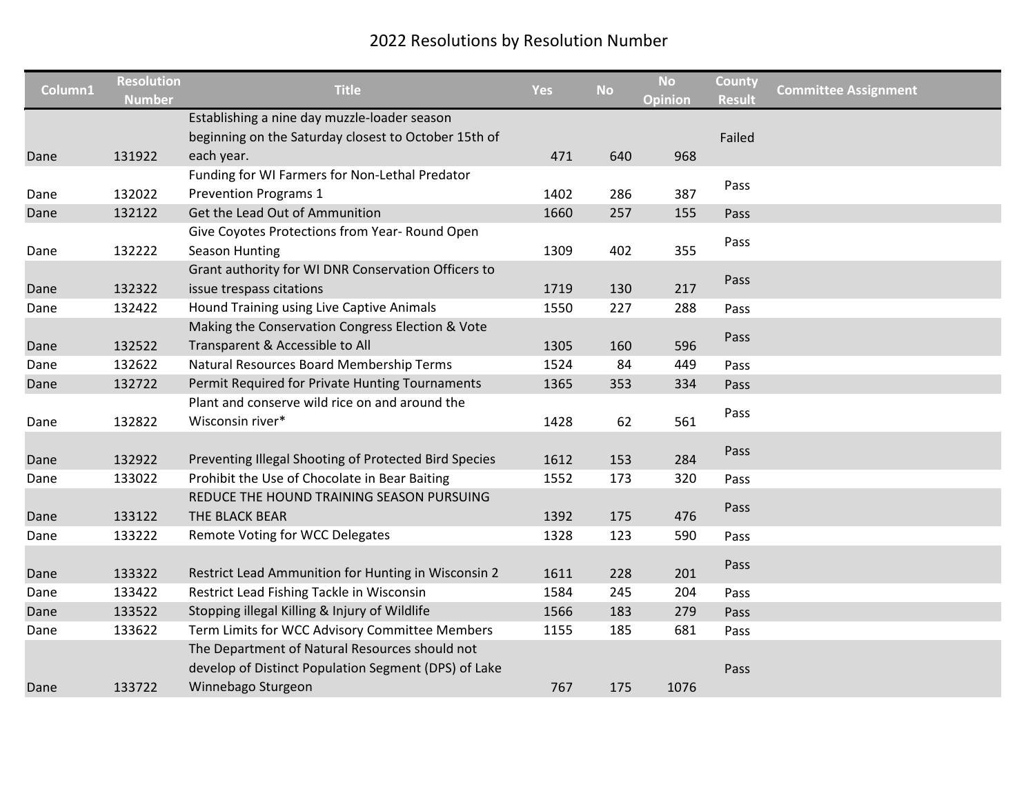# 2022 Resolutions by Resolution Number

| Column1 | Resolution Number | Title | Yes | No | No Opinion | County Result | Committee Assignment |
|---|---|---|---|---|---|---|---|
| Dane | 131922 | Establishing a nine day muzzle-loader season beginning on the Saturday closest to October 15th of each year. | 471 | 640 | 968 | Failed | |
| Dane | 132022 | Funding for WI Farmers for Non-Lethal Predator Prevention Programs 1 | 1402 | 286 | 387 | Pass | |
| Dane | 132122 | Get the Lead Out of Ammunition | 1660 | 257 | 155 | Pass | |
| Dane | 132222 | Give Coyotes Protections from Year- Round Open Season Hunting | 1309 | 402 | 355 | Pass | |
| Dane | 132322 | Grant authority for WI DNR Conservation Officers to issue trespass citations | 1719 | 130 | 217 | Pass | |
| Dane | 132422 | Hound Training using Live Captive Animals | 1550 | 227 | 288 | Pass | |
| Dane | 132522 | Making the Conservation Congress Election & Vote Transparent & Accessible to All | 1305 | 160 | 596 | Pass | |
| Dane | 132622 | Natural Resources Board Membership Terms | 1524 | 84 | 449 | Pass | |
| Dane | 132722 | Permit Required for Private Hunting Tournaments | 1365 | 353 | 334 | Pass | |
| Dane | 132822 | Plant and conserve wild rice on and around the Wisconsin river* | 1428 | 62 | 561 | Pass | |
| Dane | 132922 | Preventing Illegal Shooting of Protected Bird Species | 1612 | 153 | 284 | Pass | |
| Dane | 133022 | Prohibit the Use of Chocolate in Bear Baiting | 1552 | 173 | 320 | Pass | |
| Dane | 133122 | REDUCE THE HOUND TRAINING SEASON PURSUING THE BLACK BEAR | 1392 | 175 | 476 | Pass | |
| Dane | 133222 | Remote Voting for WCC Delegates | 1328 | 123 | 590 | Pass | |
| Dane | 133322 | Restrict Lead Ammunition for Hunting in Wisconsin 2 | 1611 | 228 | 201 | Pass | |
| Dane | 133422 | Restrict Lead Fishing Tackle in Wisconsin | 1584 | 245 | 204 | Pass | |
| Dane | 133522 | Stopping illegal Killing & Injury of Wildlife | 1566 | 183 | 279 | Pass | |
| Dane | 133622 | Term Limits for WCC Advisory Committee Members | 1155 | 185 | 681 | Pass | |
| Dane | 133722 | The Department of Natural Resources should not develop of Distinct Population Segment (DPS) of Lake Winnebago Sturgeon | 767 | 175 | 1076 | Pass | |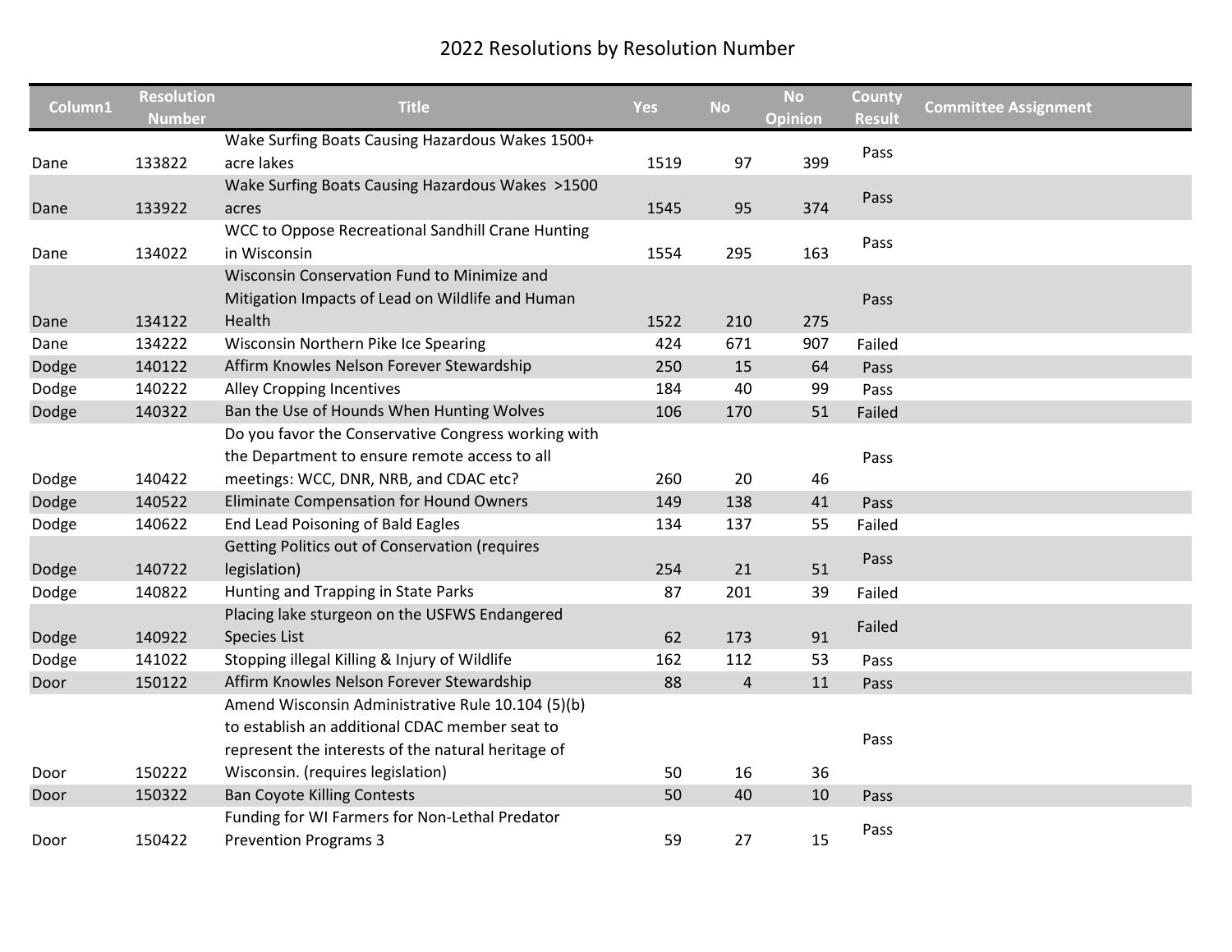# 2022 Resolutions by Resolution Number

| Column1 | Resolution Number | Title | Yes | No | No Opinion | County Result | Committee Assignment |
|---|---|---|---|---|---|---|---|
| Dane | 133822 | Wake Surfing Boats Causing Hazardous Wakes 1500+ acre lakes | 1519 | 97 | 399 | Pass | |
| Dane | 133922 | Wake Surfing Boats Causing Hazardous Wakes >1500 acres | 1545 | 95 | 374 | Pass | |
| Dane | 134022 | WCC to Oppose Recreational Sandhill Crane Hunting in Wisconsin | 1554 | 295 | 163 | Pass | |
| Dane | 134122 | Wisconsin Conservation Fund to Minimize and Mitigation Impacts of Lead on Wildlife and Human Health | 1522 | 210 | 275 | Pass | |
| Dane | 134222 | Wisconsin Northern Pike Ice Spearing | 424 | 671 | 907 | Failed | |
| Dodge | 140122 | Affirm Knowles Nelson Forever Stewardship | 250 | 15 | 64 | Pass | |
| Dodge | 140222 | Alley Cropping Incentives | 184 | 40 | 99 | Pass | |
| Dodge | 140322 | Ban the Use of Hounds When Hunting Wolves | 106 | 170 | 51 | Failed | |
| Dodge | 140422 | Do you favor the Conservative Congress working with the Department to ensure remote access to all meetings: WCC, DNR, NRB, and CDAC etc? | 260 | 20 | 46 | Pass | |
| Dodge | 140522 | Eliminate Compensation for Hound Owners | 149 | 138 | 41 | Pass | |
| Dodge | 140622 | End Lead Poisoning of Bald Eagles | 134 | 137 | 55 | Failed | |
| Dodge | 140722 | Getting Politics out of Conservation (requires legislation) | 254 | 21 | 51 | Pass | |
| Dodge | 140822 | Hunting and Trapping in State Parks | 87 | 201 | 39 | Failed | |
| Dodge | 140922 | Placing lake sturgeon on the USFWS Endangered Species List | 62 | 173 | 91 | Failed | |
| Dodge | 141022 | Stopping illegal Killing & Injury of Wildlife | 162 | 112 | 53 | Pass | |
| Door | 150122 | Affirm Knowles Nelson Forever Stewardship | 88 | 4 | 11 | Pass | |
| Door | 150222 | Amend Wisconsin Administrative Rule 10.104 (5)(b) to establish an additional CDAC member seat to represent the interests of the natural heritage of Wisconsin. (requires legislation) | 50 | 16 | 36 | Pass | |
| Door | 150322 | Ban Coyote Killing Contests | 50 | 40 | 10 | Pass | |
| Door | 150422 | Funding for WI Farmers for Non-Lethal Predator Prevention Programs 3 | 59 | 27 | 15 | Pass | |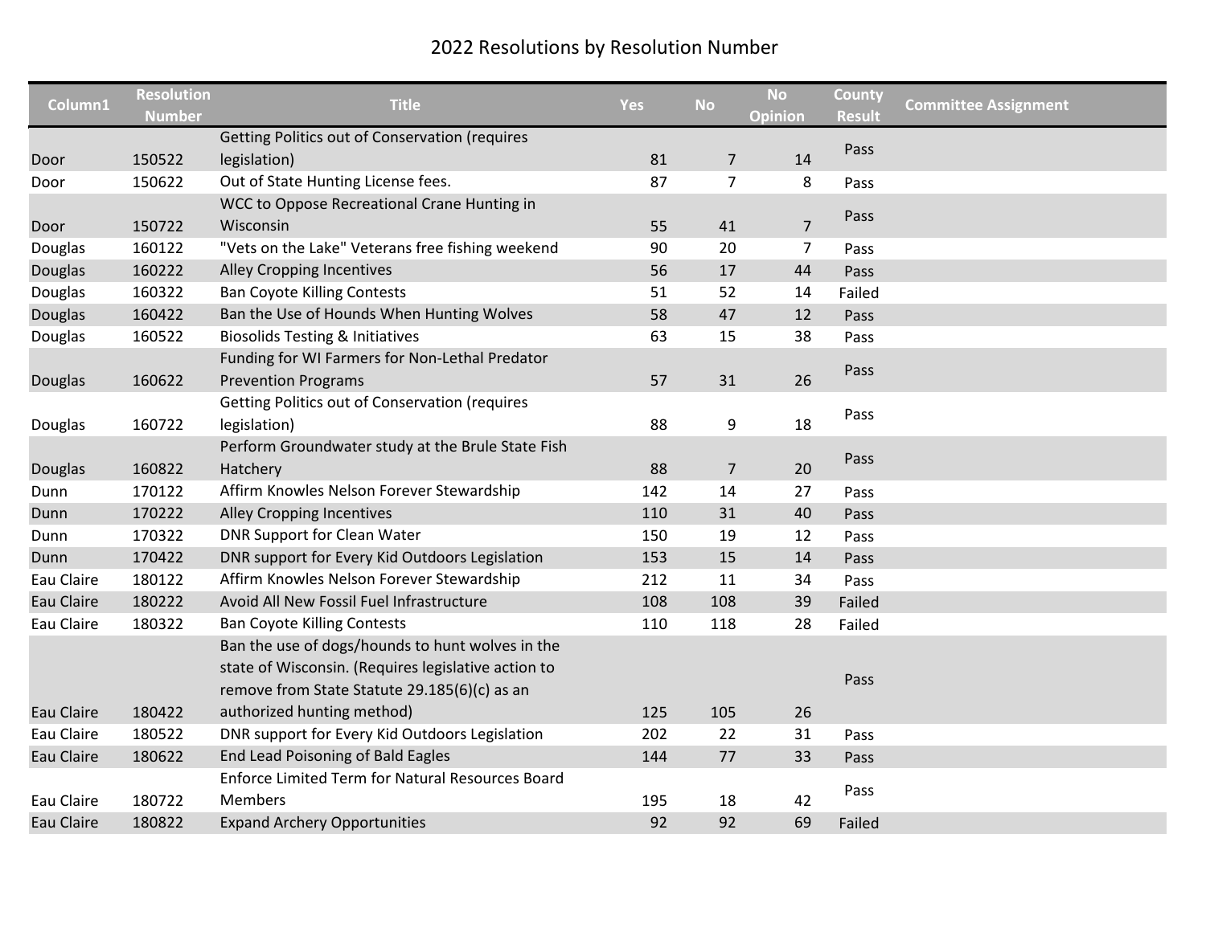# 2022 Resolutions by Resolution Number

| Column1 | Resolution Number | Title | Yes | No | No Opinion | County Result | Committee Assignment |
|---|---|---|---|---|---|---|---|
| Door | 150522 | Getting Politics out of Conservation (requires legislation) | 81 | 7 | 14 | Pass | |
| Door | 150622 | Out of State Hunting License fees. | 87 | 7 | 8 | Pass | |
| Door | 150722 | WCC to Oppose Recreational Crane Hunting in Wisconsin | 55 | 41 | 7 | Pass | |
| Douglas | 160122 | "Vets on the Lake" Veterans free fishing weekend | 90 | 20 | 7 | Pass | |
| Douglas | 160222 | Alley Cropping Incentives | 56 | 17 | 44 | Pass | |
| Douglas | 160322 | Ban Coyote Killing Contests | 51 | 52 | 14 | Failed | |
| Douglas | 160422 | Ban the Use of Hounds When Hunting Wolves | 58 | 47 | 12 | Pass | |
| Douglas | 160522 | Biosolids Testing & Initiatives | 63 | 15 | 38 | Pass | |
| Douglas | 160622 | Funding for WI Farmers for Non-Lethal Predator Prevention Programs | 57 | 31 | 26 | Pass | |
| Douglas | 160722 | Getting Politics out of Conservation (requires legislation) | 88 | 9 | 18 | Pass | |
| Douglas | 160822 | Perform Groundwater study at the Brule State Fish Hatchery | 88 | 7 | 20 | Pass | |
| Dunn | 170122 | Affirm Knowles Nelson Forever Stewardship | 142 | 14 | 27 | Pass | |
| Dunn | 170222 | Alley Cropping Incentives | 110 | 31 | 40 | Pass | |
| Dunn | 170322 | DNR Support for Clean Water | 150 | 19 | 12 | Pass | |
| Dunn | 170422 | DNR support for Every Kid Outdoors Legislation | 153 | 15 | 14 | Pass | |
| Eau Claire | 180122 | Affirm Knowles Nelson Forever Stewardship | 212 | 11 | 34 | Pass | |
| Eau Claire | 180222 | Avoid All New Fossil Fuel Infrastructure | 108 | 108 | 39 | Failed | |
| Eau Claire | 180322 | Ban Coyote Killing Contests | 110 | 118 | 28 | Failed | |
| Eau Claire | 180422 | Ban the use of dogs/hounds to hunt wolves in the state of Wisconsin. (Requires legislative action to remove from State Statute 29.185(6)(c) as an authorized hunting method) | 125 | 105 | 26 | Pass | |
| Eau Claire | 180522 | DNR support for Every Kid Outdoors Legislation | 202 | 22 | 31 | Pass | |
| Eau Claire | 180622 | End Lead Poisoning of Bald Eagles | 144 | 77 | 33 | Pass | |
| Eau Claire | 180722 | Enforce Limited Term for Natural Resources Board Members | 195 | 18 | 42 | Pass | |
| Eau Claire | 180822 | Expand Archery Opportunities | 92 | 92 | 69 | Failed | |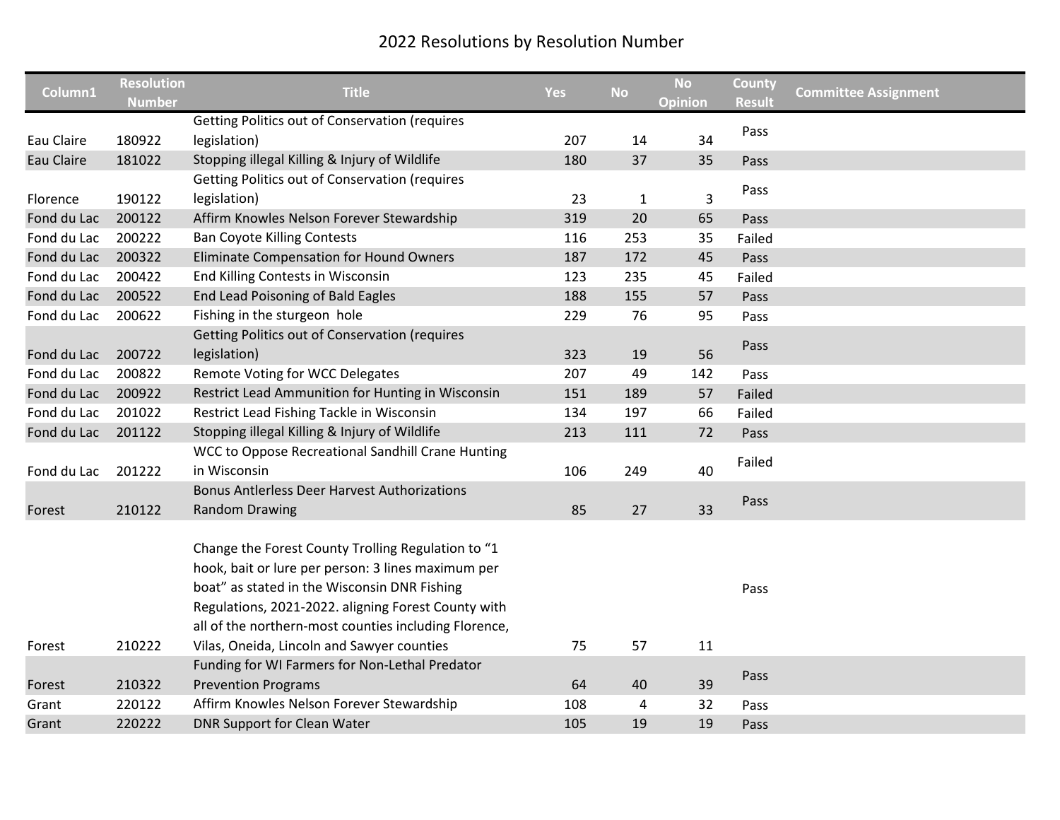# 2022 Resolutions by Resolution Number

| Column1 | Resolution Number | Title | Yes | No | No Opinion | County Result | Committee Assignment |
|---|---|---|---|---|---|---|---|
| Eau Claire | 180922 | Getting Politics out of Conservation (requires legislation) | 207 | 14 | 34 | Pass | |
| Eau Claire | 181022 | Stopping illegal Killing & Injury of Wildlife | 180 | 37 | 35 | Pass | |
| Florence | 190122 | Getting Politics out of Conservation (requires legislation) | 23 | 1 | 3 | Pass | |
| Fond du Lac | 200122 | Affirm Knowles Nelson Forever Stewardship | 319 | 20 | 65 | Pass | |
| Fond du Lac | 200222 | Ban Coyote Killing Contests | 116 | 253 | 35 | Failed | |
| Fond du Lac | 200322 | Eliminate Compensation for Hound Owners | 187 | 172 | 45 | Pass | |
| Fond du Lac | 200422 | End Killing Contests in Wisconsin | 123 | 235 | 45 | Failed | |
| Fond du Lac | 200522 | End Lead Poisoning of Bald Eagles | 188 | 155 | 57 | Pass | |
| Fond du Lac | 200622 | Fishing in the sturgeon hole | 229 | 76 | 95 | Pass | |
| Fond du Lac | 200722 | Getting Politics out of Conservation (requires legislation) | 323 | 19 | 56 | Pass | |
| Fond du Lac | 200822 | Remote Voting for WCC Delegates | 207 | 49 | 142 | Pass | |
| Fond du Lac | 200922 | Restrict Lead Ammunition for Hunting in Wisconsin | 151 | 189 | 57 | Failed | |
| Fond du Lac | 201022 | Restrict Lead Fishing Tackle in Wisconsin | 134 | 197 | 66 | Failed | |
| Fond du Lac | 201122 | Stopping illegal Killing & Injury of Wildlife | 213 | 111 | 72 | Pass | |
| Fond du Lac | 201222 | WCC to Oppose Recreational Sandhill Crane Hunting in Wisconsin | 106 | 249 | 40 | Failed | |
| Forest | 210122 | Bonus Antlerless Deer Harvest Authorizations Random Drawing | 85 | 27 | 33 | Pass | |
| Forest | 210222 | Change the Forest County Trolling Regulation to “1 hook, bait or lure per person: 3 lines maximum per boat” as stated in the Wisconsin DNR Fishing Regulations, 2021-2022. aligning Forest County with all of the northern-most counties including Florence, Vilas, Oneida, Lincoln and Sawyer counties | 75 | 57 | 11 | Pass | |
| Forest | 210322 | Funding for WI Farmers for Non-Lethal Predator Prevention Programs | 64 | 40 | 39 | Pass | |
| Grant | 220122 | Affirm Knowles Nelson Forever Stewardship | 108 | 4 | 32 | Pass | |
| Grant | 220222 | DNR Support for Clean Water | 105 | 19 | 19 | Pass | |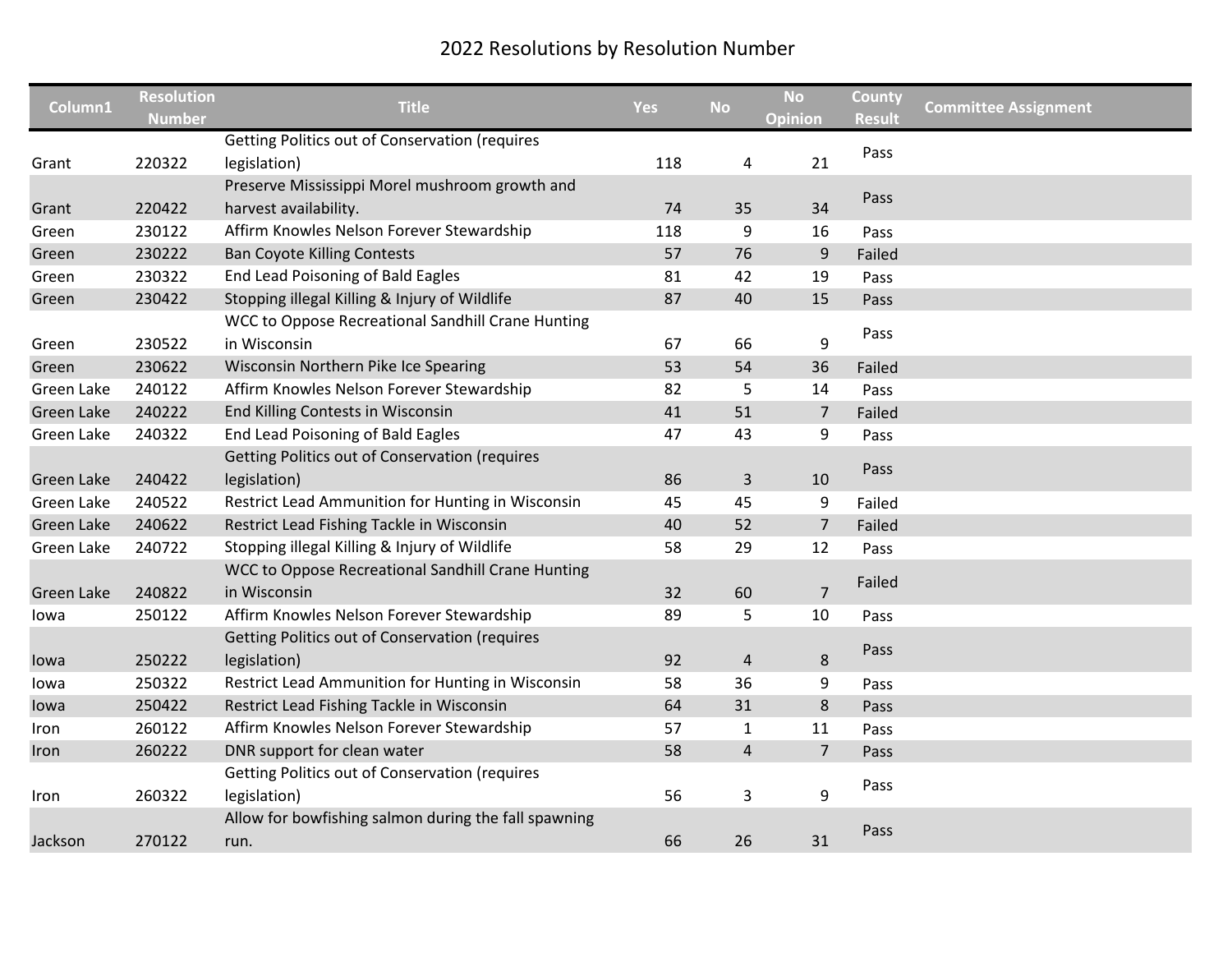# 2022 Resolutions by Resolution Number

| Column1 | Resolution Number | Title | Yes | No | No Opinion | County Result | Committee Assignment |
|---|---|---|---|---|---|---|---|
| Grant | 220322 | Getting Politics out of Conservation (requires legislation) | 118 | 4 | 21 | Pass | |
| Grant | 220422 | Preserve Mississippi Morel mushroom growth and harvest availability. | 74 | 35 | 34 | Pass | |
| Green | 230122 | Affirm Knowles Nelson Forever Stewardship | 118 | 9 | 16 | Pass | |
| Green | 230222 | Ban Coyote Killing Contests | 57 | 76 | 9 | Failed | |
| Green | 230322 | End Lead Poisoning of Bald Eagles | 81 | 42 | 19 | Pass | |
| Green | 230422 | Stopping illegal Killing & Injury of Wildlife | 87 | 40 | 15 | Pass | |
| Green | 230522 | WCC to Oppose Recreational Sandhill Crane Hunting in Wisconsin | 67 | 66 | 9 | Pass | |
| Green | 230622 | Wisconsin Northern Pike Ice Spearing | 53 | 54 | 36 | Failed | |
| Green Lake | 240122 | Affirm Knowles Nelson Forever Stewardship | 82 | 5 | 14 | Pass | |
| Green Lake | 240222 | End Killing Contests in Wisconsin | 41 | 51 | 7 | Failed | |
| Green Lake | 240322 | End Lead Poisoning of Bald Eagles | 47 | 43 | 9 | Pass | |
| Green Lake | 240422 | Getting Politics out of Conservation (requires legislation) | 86 | 3 | 10 | Pass | |
| Green Lake | 240522 | Restrict Lead Ammunition for Hunting in Wisconsin | 45 | 45 | 9 | Failed | |
| Green Lake | 240622 | Restrict Lead Fishing Tackle in Wisconsin | 40 | 52 | 7 | Failed | |
| Green Lake | 240722 | Stopping illegal Killing & Injury of Wildlife | 58 | 29 | 12 | Pass | |
| Green Lake | 240822 | WCC to Oppose Recreational Sandhill Crane Hunting in Wisconsin | 32 | 60 | 7 | Failed | |
| Iowa | 250122 | Affirm Knowles Nelson Forever Stewardship | 89 | 5 | 10 | Pass | |
| Iowa | 250222 | Getting Politics out of Conservation (requires legislation) | 92 | 4 | 8 | Pass | |
| Iowa | 250322 | Restrict Lead Ammunition for Hunting in Wisconsin | 58 | 36 | 9 | Pass | |
| Iowa | 250422 | Restrict Lead Fishing Tackle in Wisconsin | 64 | 31 | 8 | Pass | |
| Iron | 260122 | Affirm Knowles Nelson Forever Stewardship | 57 | 1 | 11 | Pass | |
| Iron | 260222 | DNR support for clean water | 58 | 4 | 7 | Pass | |
| Iron | 260322 | Getting Politics out of Conservation (requires legislation) | 56 | 3 | 9 | Pass | |
| Jackson | 270122 | Allow for bowfishing salmon during the fall spawning run. | 66 | 26 | 31 | Pass | |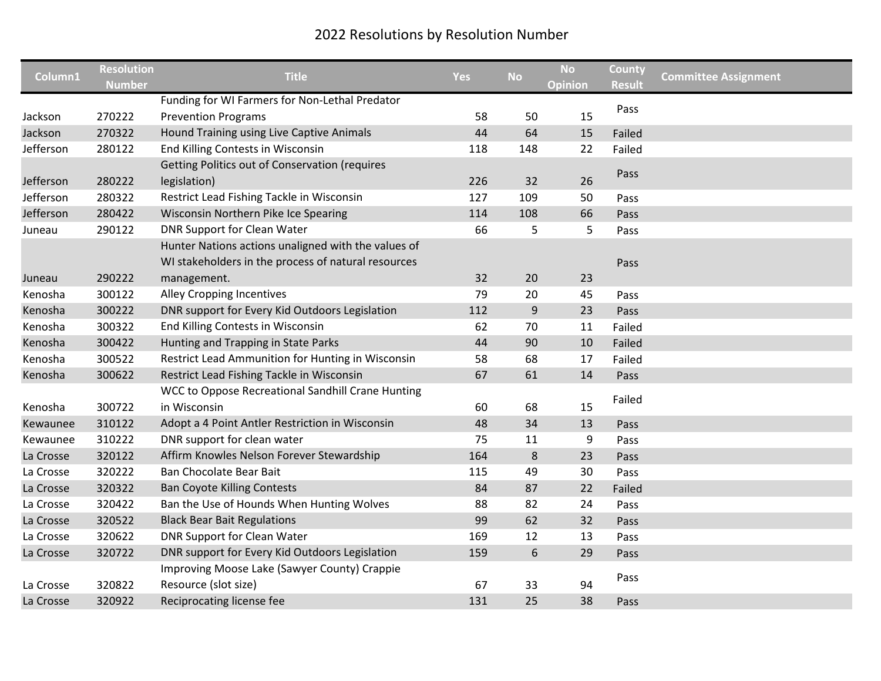# 2022 Resolutions by Resolution Number

| Column1 | Resolution Number | Title | Yes | No | No Opinion | County Result | Committee Assignment |
|---|---|---|---|---|---|---|---|
| Jackson | 270222 | Funding for WI Farmers for Non-Lethal Predator Prevention Programs | 58 | 50 | 15 | Pass | |
| Jackson | 270322 | Hound Training using Live Captive Animals | 44 | 64 | 15 | Failed | |
| Jefferson | 280122 | End Killing Contests in Wisconsin | 118 | 148 | 22 | Failed | |
| Jefferson | 280222 | Getting Politics out of Conservation (requires legislation) | 226 | 32 | 26 | Pass | |
| Jefferson | 280322 | Restrict Lead Fishing Tackle in Wisconsin | 127 | 109 | 50 | Pass | |
| Jefferson | 280422 | Wisconsin Northern Pike Ice Spearing | 114 | 108 | 66 | Pass | |
| Juneau | 290122 | DNR Support for Clean Water | 66 | 5 | 5 | Pass | |
| Juneau | 290222 | Hunter Nations actions unaligned with the values of WI stakeholders in the process of natural resources management. | 32 | 20 | 23 | Pass | |
| Kenosha | 300122 | Alley Cropping Incentives | 79 | 20 | 45 | Pass | |
| Kenosha | 300222 | DNR support for Every Kid Outdoors Legislation | 112 | 9 | 23 | Pass | |
| Kenosha | 300322 | End Killing Contests in Wisconsin | 62 | 70 | 11 | Failed | |
| Kenosha | 300422 | Hunting and Trapping in State Parks | 44 | 90 | 10 | Failed | |
| Kenosha | 300522 | Restrict Lead Ammunition for Hunting in Wisconsin | 58 | 68 | 17 | Failed | |
| Kenosha | 300622 | Restrict Lead Fishing Tackle in Wisconsin | 67 | 61 | 14 | Pass | |
| Kenosha | 300722 | WCC to Oppose Recreational Sandhill Crane Hunting in Wisconsin | 60 | 68 | 15 | Failed | |
| Kewaunee | 310122 | Adopt a 4 Point Antler Restriction in Wisconsin | 48 | 34 | 13 | Pass | |
| Kewaunee | 310222 | DNR support for clean water | 75 | 11 | 9 | Pass | |
| La Crosse | 320122 | Affirm Knowles Nelson Forever Stewardship | 164 | 8 | 23 | Pass | |
| La Crosse | 320222 | Ban Chocolate Bear Bait | 115 | 49 | 30 | Pass | |
| La Crosse | 320322 | Ban Coyote Killing Contests | 84 | 87 | 22 | Failed | |
| La Crosse | 320422 | Ban the Use of Hounds When Hunting Wolves | 88 | 82 | 24 | Pass | |
| La Crosse | 320522 | Black Bear Bait Regulations | 99 | 62 | 32 | Pass | |
| La Crosse | 320622 | DNR Support for Clean Water | 169 | 12 | 13 | Pass | |
| La Crosse | 320722 | DNR support for Every Kid Outdoors Legislation | 159 | 6 | 29 | Pass | |
| La Crosse | 320822 | Improving Moose Lake (Sawyer County) Crappie Resource (slot size) | 67 | 33 | 94 | Pass | |
| La Crosse | 320922 | Reciprocating license fee | 131 | 25 | 38 | Pass | |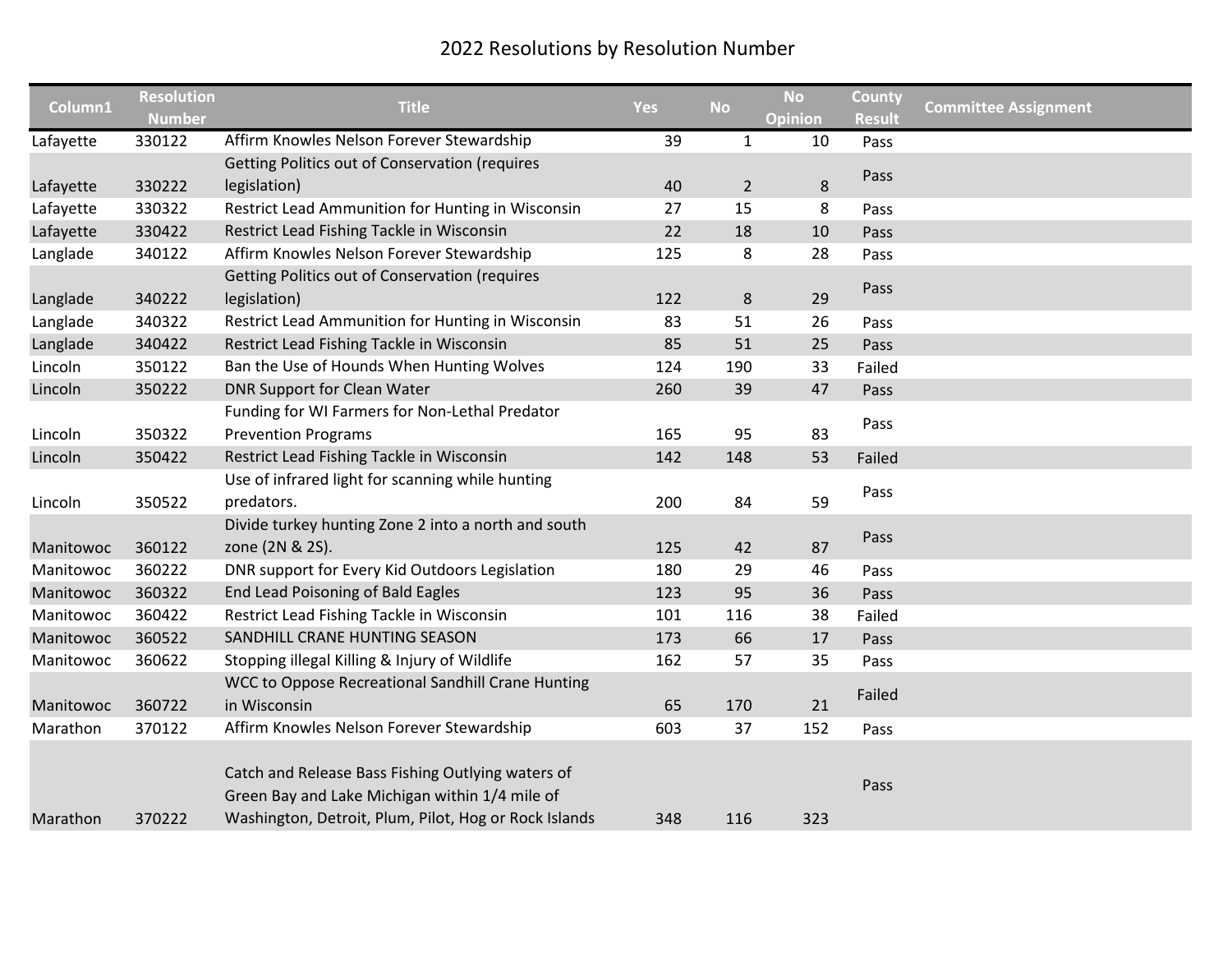# 2022 Resolutions by Resolution Number

| Column1 | Resolution Number | Title | Yes | No | No Opinion | County Result | Committee Assignment |
|---|---|---|---|---|---|---|---|
| Lafayette | 330122 | Affirm Knowles Nelson Forever Stewardship | 39 | 1 | 10 | Pass | |
| Lafayette | 330222 | Getting Politics out of Conservation (requires legislation) | 40 | 2 | 8 | Pass | |
| Lafayette | 330322 | Restrict Lead Ammunition for Hunting in Wisconsin | 27 | 15 | 8 | Pass | |
| Lafayette | 330422 | Restrict Lead Fishing Tackle in Wisconsin | 22 | 18 | 10 | Pass | |
| Langlade | 340122 | Affirm Knowles Nelson Forever Stewardship | 125 | 8 | 28 | Pass | |
| Langlade | 340222 | Getting Politics out of Conservation (requires legislation) | 122 | 8 | 29 | Pass | |
| Langlade | 340322 | Restrict Lead Ammunition for Hunting in Wisconsin | 83 | 51 | 26 | Pass | |
| Langlade | 340422 | Restrict Lead Fishing Tackle in Wisconsin | 85 | 51 | 25 | Pass | |
| Lincoln | 350122 | Ban the Use of Hounds When Hunting Wolves | 124 | 190 | 33 | Failed | |
| Lincoln | 350222 | DNR Support for Clean Water | 260 | 39 | 47 | Pass | |
| Lincoln | 350322 | Funding for WI Farmers for Non-Lethal Predator Prevention Programs | 165 | 95 | 83 | Pass | |
| Lincoln | 350422 | Restrict Lead Fishing Tackle in Wisconsin | 142 | 148 | 53 | Failed | |
| Lincoln | 350522 | Use of infrared light for scanning while hunting predators. | 200 | 84 | 59 | Pass | |
| Manitowoc | 360122 | Divide turkey hunting Zone 2 into a north and south zone (2N & 2S). | 125 | 42 | 87 | Pass | |
| Manitowoc | 360222 | DNR support for Every Kid Outdoors Legislation | 180 | 29 | 46 | Pass | |
| Manitowoc | 360322 | End Lead Poisoning of Bald Eagles | 123 | 95 | 36 | Pass | |
| Manitowoc | 360422 | Restrict Lead Fishing Tackle in Wisconsin | 101 | 116 | 38 | Failed | |
| Manitowoc | 360522 | SANDHILL CRANE HUNTING SEASON | 173 | 66 | 17 | Pass | |
| Manitowoc | 360622 | Stopping illegal Killing & Injury of Wildlife | 162 | 57 | 35 | Pass | |
| Manitowoc | 360722 | WCC to Oppose Recreational Sandhill Crane Hunting in Wisconsin | 65 | 170 | 21 | Failed | |
| Marathon | 370122 | Affirm Knowles Nelson Forever Stewardship | 603 | 37 | 152 | Pass | |
| Marathon | 370222 | Catch and Release Bass Fishing Outlying waters of Green Bay and Lake Michigan within 1/4 mile of Washington, Detroit, Plum, Pilot, Hog or Rock Islands | 348 | 116 | 323 | Pass | |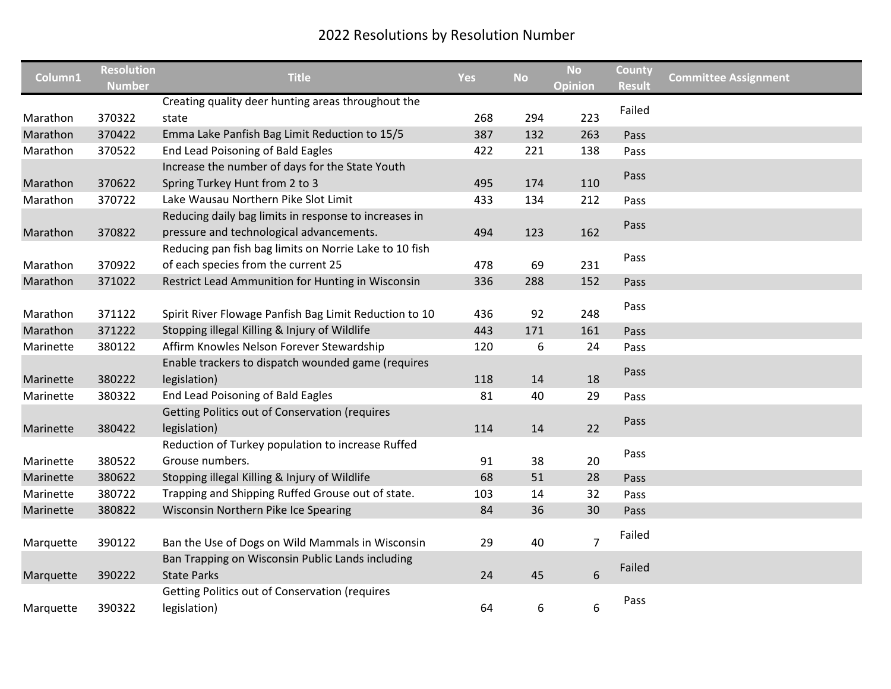# 2022 Resolutions by Resolution Number

| Column1 | Resolution Number | Title | Yes | No | No Opinion | County Result | Committee Assignment |
|---|---|---|---|---|---|---|---|
| Marathon | 370322 | Creating quality deer hunting areas throughout the state | 268 | 294 | 223 | Failed | |
| Marathon | 370422 | Emma Lake Panfish Bag Limit Reduction to 15/5 | 387 | 132 | 263 | Pass | |
| Marathon | 370522 | End Lead Poisoning of Bald Eagles | 422 | 221 | 138 | Pass | |
| Marathon | 370622 | Increase the number of days for the State Youth Spring Turkey Hunt from 2 to 3 | 495 | 174 | 110 | Pass | |
| Marathon | 370722 | Lake Wausau Northern Pike Slot Limit | 433 | 134 | 212 | Pass | |
| Marathon | 370822 | Reducing daily bag limits in response to increases in pressure and technological advancements. | 494 | 123 | 162 | Pass | |
| Marathon | 370922 | Reducing pan fish bag limits on Norrie Lake to 10 fish of each species from the current 25 | 478 | 69 | 231 | Pass | |
| Marathon | 371022 | Restrict Lead Ammunition for Hunting in Wisconsin | 336 | 288 | 152 | Pass | |
| Marathon | 371122 | Spirit River Flowage Panfish Bag Limit Reduction to 10 | 436 | 92 | 248 | Pass | |
| Marathon | 371222 | Stopping illegal Killing & Injury of Wildlife | 443 | 171 | 161 | Pass | |
| Marinette | 380122 | Affirm Knowles Nelson Forever Stewardship | 120 | 6 | 24 | Pass | |
| Marinette | 380222 | Enable trackers to dispatch wounded game (requires legislation) | 118 | 14 | 18 | Pass | |
| Marinette | 380322 | End Lead Poisoning of Bald Eagles | 81 | 40 | 29 | Pass | |
| Marinette | 380422 | Getting Politics out of Conservation (requires legislation) | 114 | 14 | 22 | Pass | |
| Marinette | 380522 | Reduction of Turkey population to increase Ruffed Grouse numbers. | 91 | 38 | 20 | Pass | |
| Marinette | 380622 | Stopping illegal Killing & Injury of Wildlife | 68 | 51 | 28 | Pass | |
| Marinette | 380722 | Trapping and Shipping Ruffed Grouse out of state. | 103 | 14 | 32 | Pass | |
| Marinette | 380822 | Wisconsin Northern Pike Ice Spearing | 84 | 36 | 30 | Pass | |
| Marquette | 390122 | Ban the Use of Dogs on Wild Mammals in Wisconsin | 29 | 40 | 7 | Failed | |
| Marquette | 390222 | Ban Trapping on Wisconsin Public Lands including State Parks | 24 | 45 | 6 | Failed | |
| Marquette | 390322 | Getting Politics out of Conservation (requires legislation) | 64 | 6 | 6 | Pass | |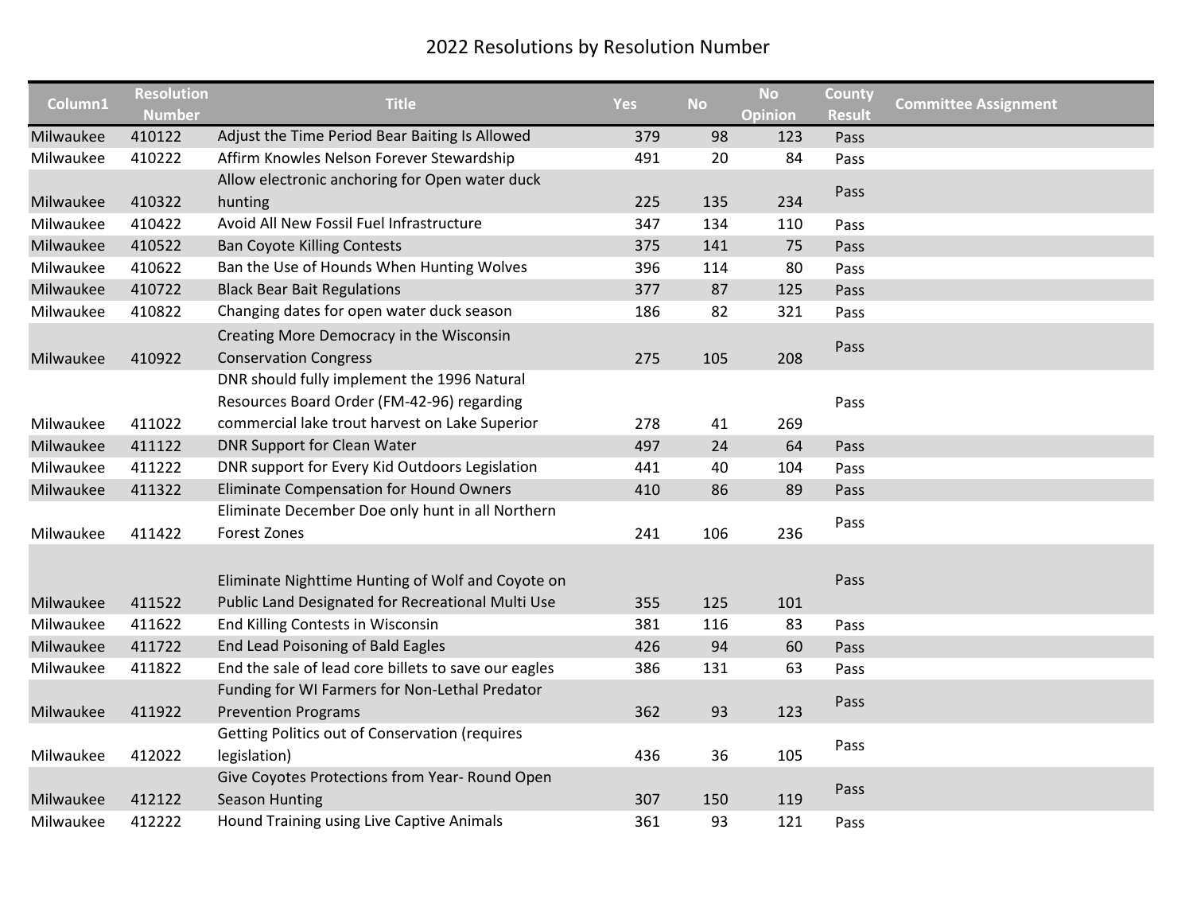# 2022 Resolutions by Resolution Number

| Column1 | Resolution Number | Title | Yes | No | No Opinion | County Result | Committee Assignment |
|---|---|---|---|---|---|---|---|
| Milwaukee | 410122 | Adjust the Time Period Bear Baiting Is Allowed | 379 | 98 | 123 | Pass | |
| Milwaukee | 410222 | Affirm Knowles Nelson Forever Stewardship | 491 | 20 | 84 | Pass | |
| Milwaukee | 410322 | Allow electronic anchoring for Open water duck hunting | 225 | 135 | 234 | Pass | |
| Milwaukee | 410422 | Avoid All New Fossil Fuel Infrastructure | 347 | 134 | 110 | Pass | |
| Milwaukee | 410522 | Ban Coyote Killing Contests | 375 | 141 | 75 | Pass | |
| Milwaukee | 410622 | Ban the Use of Hounds When Hunting Wolves | 396 | 114 | 80 | Pass | |
| Milwaukee | 410722 | Black Bear Bait Regulations | 377 | 87 | 125 | Pass | |
| Milwaukee | 410822 | Changing dates for open water duck season | 186 | 82 | 321 | Pass | |
| Milwaukee | 410922 | Creating More Democracy in the Wisconsin Conservation Congress | 275 | 105 | 208 | Pass | |
| Milwaukee | 411022 | DNR should fully implement the 1996 Natural Resources Board Order (FM-42-96) regarding commercial lake trout harvest on Lake Superior | 278 | 41 | 269 | Pass | |
| Milwaukee | 411122 | DNR Support for Clean Water | 497 | 24 | 64 | Pass | |
| Milwaukee | 411222 | DNR support for Every Kid Outdoors Legislation | 441 | 40 | 104 | Pass | |
| Milwaukee | 411322 | Eliminate Compensation for Hound Owners | 410 | 86 | 89 | Pass | |
| Milwaukee | 411422 | Eliminate December Doe only hunt in all Northern Forest Zones | 241 | 106 | 236 | Pass | |
| Milwaukee | 411522 | Eliminate Nighttime Hunting of Wolf and Coyote on Public Land Designated for Recreational Multi Use | 355 | 125 | 101 | Pass | |
| Milwaukee | 411622 | End Killing Contests in Wisconsin | 381 | 116 | 83 | Pass | |
| Milwaukee | 411722 | End Lead Poisoning of Bald Eagles | 426 | 94 | 60 | Pass | |
| Milwaukee | 411822 | End the sale of lead core billets to save our eagles | 386 | 131 | 63 | Pass | |
| Milwaukee | 411922 | Funding for WI Farmers for Non-Lethal Predator Prevention Programs | 362 | 93 | 123 | Pass | |
| Milwaukee | 412022 | Getting Politics out of Conservation (requires legislation) | 436 | 36 | 105 | Pass | |
| Milwaukee | 412122 | Give Coyotes Protections from Year- Round Open Season Hunting | 307 | 150 | 119 | Pass | |
| Milwaukee | 412222 | Hound Training using Live Captive Animals | 361 | 93 | 121 | Pass | |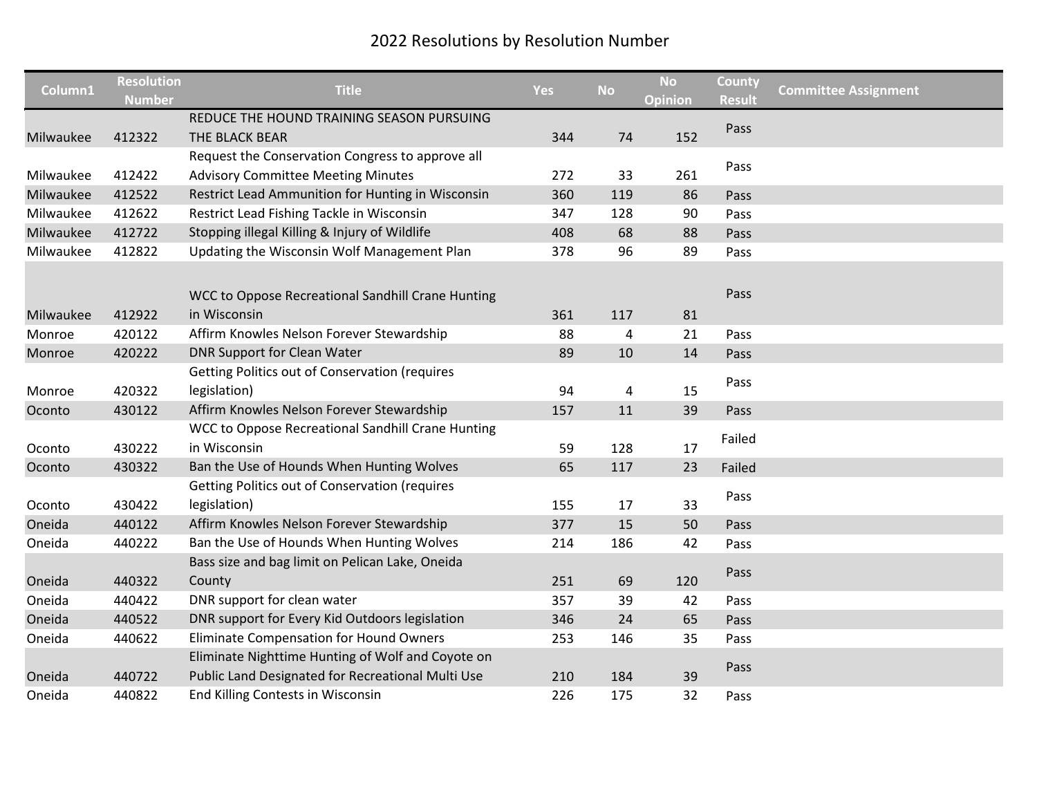# 2022 Resolutions by Resolution Number

| Column1 | Resolution Number | Title | Yes | No | No Opinion | County Result | Committee Assignment |
|---|---|---|---|---|---|---|---|
| Milwaukee | 412322 | REDUCE THE HOUND TRAINING SEASON PURSUING THE BLACK BEAR | 344 | 74 | 152 | Pass | |
| Milwaukee | 412422 | Request the Conservation Congress to approve all Advisory Committee Meeting Minutes | 272 | 33 | 261 | Pass | |
| Milwaukee | 412522 | Restrict Lead Ammunition for Hunting in Wisconsin | 360 | 119 | 86 | Pass | |
| Milwaukee | 412622 | Restrict Lead Fishing Tackle in Wisconsin | 347 | 128 | 90 | Pass | |
| Milwaukee | 412722 | Stopping illegal Killing & Injury of Wildlife | 408 | 68 | 88 | Pass | |
| Milwaukee | 412822 | Updating the Wisconsin Wolf Management Plan | 378 | 96 | 89 | Pass | |
| Milwaukee | 412922 | WCC to Oppose Recreational Sandhill Crane Hunting in Wisconsin | 361 | 117 | 81 | Pass | |
| Monroe | 420122 | Affirm Knowles Nelson Forever Stewardship | 88 | 4 | 21 | Pass | |
| Monroe | 420222 | DNR Support for Clean Water | 89 | 10 | 14 | Pass | |
| Monroe | 420322 | Getting Politics out of Conservation (requires legislation) | 94 | 4 | 15 | Pass | |
| Oconto | 430122 | Affirm Knowles Nelson Forever Stewardship | 157 | 11 | 39 | Pass | |
| Oconto | 430222 | WCC to Oppose Recreational Sandhill Crane Hunting in Wisconsin | 59 | 128 | 17 | Failed | |
| Oconto | 430322 | Ban the Use of Hounds When Hunting Wolves | 65 | 117 | 23 | Failed | |
| Oconto | 430422 | Getting Politics out of Conservation (requires legislation) | 155 | 17 | 33 | Pass | |
| Oneida | 440122 | Affirm Knowles Nelson Forever Stewardship | 377 | 15 | 50 | Pass | |
| Oneida | 440222 | Ban the Use of Hounds When Hunting Wolves | 214 | 186 | 42 | Pass | |
| Oneida | 440322 | Bass size and bag limit on Pelican Lake, Oneida County | 251 | 69 | 120 | Pass | |
| Oneida | 440422 | DNR support for clean water | 357 | 39 | 42 | Pass | |
| Oneida | 440522 | DNR support for Every Kid Outdoors legislation | 346 | 24 | 65 | Pass | |
| Oneida | 440622 | Eliminate Compensation for Hound Owners | 253 | 146 | 35 | Pass | |
| Oneida | 440722 | Eliminate Nighttime Hunting of Wolf and Coyote on Public Land Designated for Recreational Multi Use | 210 | 184 | 39 | Pass | |
| Oneida | 440822 | End Killing Contests in Wisconsin | 226 | 175 | 32 | Pass | |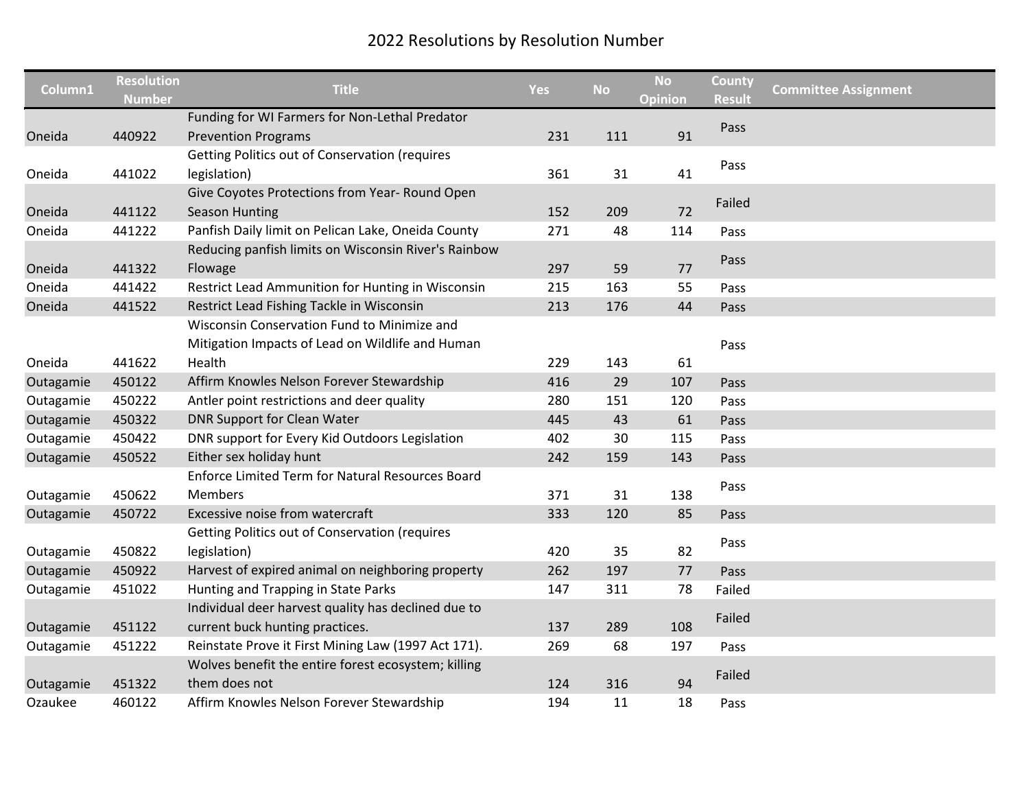# 2022 Resolutions by Resolution Number

| Column1 | Resolution Number | Title | Yes | No | No Opinion | County Result | Committee Assignment |
|---|---|---|---|---|---|---|---|
| Oneida | 440922 | Funding for WI Farmers for Non-Lethal Predator Prevention Programs | 231 | 111 | 91 | Pass | |
| Oneida | 441022 | Getting Politics out of Conservation (requires legislation) | 361 | 31 | 41 | Pass | |
| Oneida | 441122 | Give Coyotes Protections from Year- Round Open Season Hunting | 152 | 209 | 72 | Failed | |
| Oneida | 441222 | Panfish Daily limit on Pelican Lake, Oneida County | 271 | 48 | 114 | Pass | |
| Oneida | 441322 | Reducing panfish limits on Wisconsin River's Rainbow Flowage | 297 | 59 | 77 | Pass | |
| Oneida | 441422 | Restrict Lead Ammunition for Hunting in Wisconsin | 215 | 163 | 55 | Pass | |
| Oneida | 441522 | Restrict Lead Fishing Tackle in Wisconsin | 213 | 176 | 44 | Pass | |
| Oneida | 441622 | Wisconsin Conservation Fund to Minimize and Mitigation Impacts of Lead on Wildlife and Human Health | 229 | 143 | 61 | Pass | |
| Outagamie | 450122 | Affirm Knowles Nelson Forever Stewardship | 416 | 29 | 107 | Pass | |
| Outagamie | 450222 | Antler point restrictions and deer quality | 280 | 151 | 120 | Pass | |
| Outagamie | 450322 | DNR Support for Clean Water | 445 | 43 | 61 | Pass | |
| Outagamie | 450422 | DNR support for Every Kid Outdoors Legislation | 402 | 30 | 115 | Pass | |
| Outagamie | 450522 | Either sex holiday hunt | 242 | 159 | 143 | Pass | |
| Outagamie | 450622 | Enforce Limited Term for Natural Resources Board Members | 371 | 31 | 138 | Pass | |
| Outagamie | 450722 | Excessive noise from watercraft | 333 | 120 | 85 | Pass | |
| Outagamie | 450822 | Getting Politics out of Conservation (requires legislation) | 420 | 35 | 82 | Pass | |
| Outagamie | 450922 | Harvest of expired animal on neighboring property | 262 | 197 | 77 | Pass | |
| Outagamie | 451022 | Hunting and Trapping in State Parks | 147 | 311 | 78 | Failed | |
| Outagamie | 451122 | Individual deer harvest quality has declined due to current buck hunting practices. | 137 | 289 | 108 | Failed | |
| Outagamie | 451222 | Reinstate Prove it First Mining Law (1997 Act 171). | 269 | 68 | 197 | Pass | |
| Outagamie | 451322 | Wolves benefit the entire forest ecosystem; killing them does not | 124 | 316 | 94 | Failed | |
| Ozaukee | 460122 | Affirm Knowles Nelson Forever Stewardship | 194 | 11 | 18 | Pass | |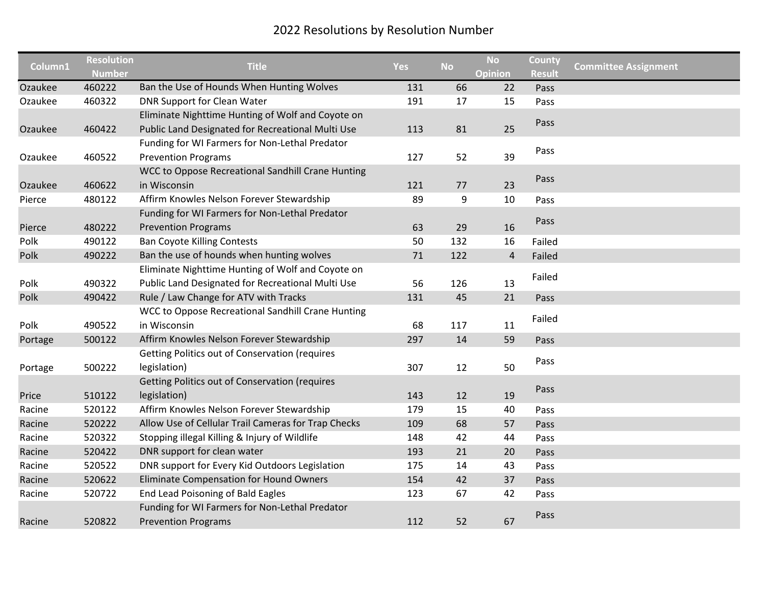# 2022 Resolutions by Resolution Number

| Column1 | Resolution Number | Title | Yes | No | No Opinion | County Result | Committee Assignment |
|---|---|---|---|---|---|---|---|
| Ozaukee | 460222 | Ban the Use of Hounds When Hunting Wolves | 131 | 66 | 22 | Pass | |
| Ozaukee | 460322 | DNR Support for Clean Water | 191 | 17 | 15 | Pass | |
| Ozaukee | 460422 | Eliminate Nighttime Hunting of Wolf and Coyote on Public Land Designated for Recreational Multi Use | 113 | 81 | 25 | Pass | |
| Ozaukee | 460522 | Funding for WI Farmers for Non-Lethal Predator Prevention Programs | 127 | 52 | 39 | Pass | |
| Ozaukee | 460622 | WCC to Oppose Recreational Sandhill Crane Hunting in Wisconsin | 121 | 77 | 23 | Pass | |
| Pierce | 480122 | Affirm Knowles Nelson Forever Stewardship | 89 | 9 | 10 | Pass | |
| Pierce | 480222 | Funding for WI Farmers for Non-Lethal Predator Prevention Programs | 63 | 29 | 16 | Pass | |
| Polk | 490122 | Ban Coyote Killing Contests | 50 | 132 | 16 | Failed | |
| Polk | 490222 | Ban the use of hounds when hunting wolves | 71 | 122 | 4 | Failed | |
| Polk | 490322 | Eliminate Nighttime Hunting of Wolf and Coyote on Public Land Designated for Recreational Multi Use | 56 | 126 | 13 | Failed | |
| Polk | 490422 | Rule / Law Change for ATV with Tracks | 131 | 45 | 21 | Pass | |
| Polk | 490522 | WCC to Oppose Recreational Sandhill Crane Hunting in Wisconsin | 68 | 117 | 11 | Failed | |
| Portage | 500122 | Affirm Knowles Nelson Forever Stewardship | 297 | 14 | 59 | Pass | |
| Portage | 500222 | Getting Politics out of Conservation (requires legislation) | 307 | 12 | 50 | Pass | |
| Price | 510122 | Getting Politics out of Conservation (requires legislation) | 143 | 12 | 19 | Pass | |
| Racine | 520122 | Affirm Knowles Nelson Forever Stewardship | 179 | 15 | 40 | Pass | |
| Racine | 520222 | Allow Use of Cellular Trail Cameras for Trap Checks | 109 | 68 | 57 | Pass | |
| Racine | 520322 | Stopping illegal Killing & Injury of Wildlife | 148 | 42 | 44 | Pass | |
| Racine | 520422 | DNR support for clean water | 193 | 21 | 20 | Pass | |
| Racine | 520522 | DNR support for Every Kid Outdoors Legislation | 175 | 14 | 43 | Pass | |
| Racine | 520622 | Eliminate Compensation for Hound Owners | 154 | 42 | 37 | Pass | |
| Racine | 520722 | End Lead Poisoning of Bald Eagles | 123 | 67 | 42 | Pass | |
| Racine | 520822 | Funding for WI Farmers for Non-Lethal Predator Prevention Programs | 112 | 52 | 67 | Pass | |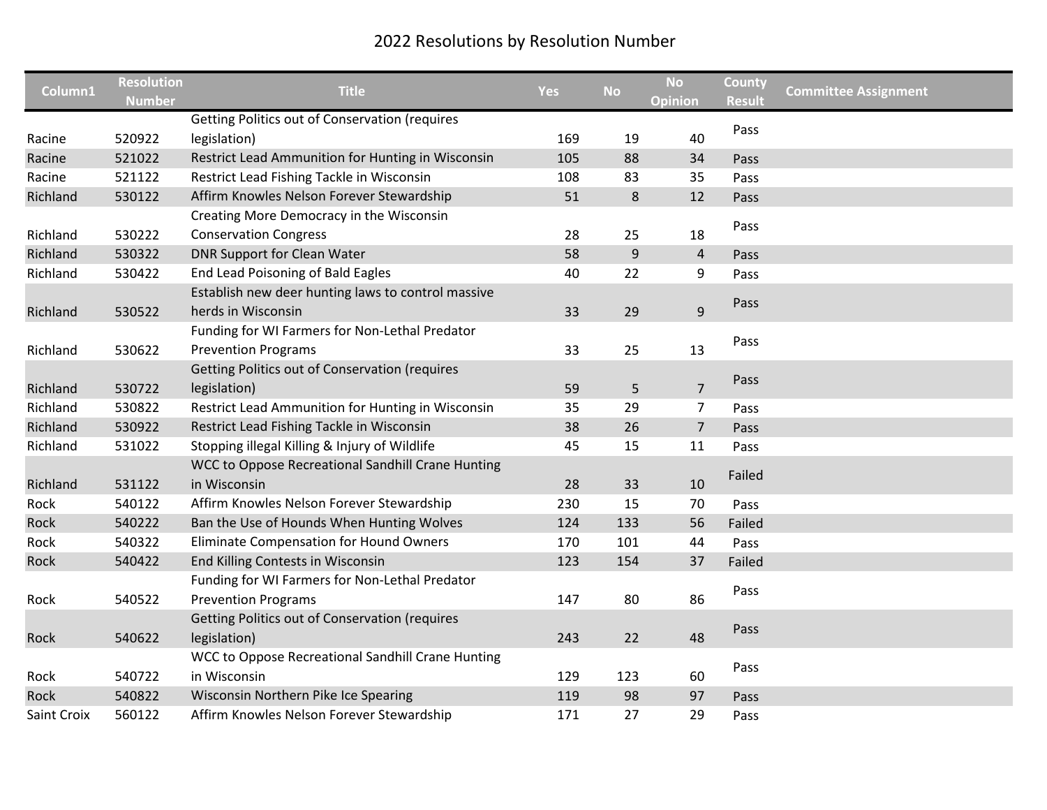# 2022 Resolutions by Resolution Number

| Column1 | Resolution Number | Title | Yes | No | No Opinion | County Result | Committee Assignment |
|---|---|---|---|---|---|---|---|
| Racine | 520922 | Getting Politics out of Conservation (requires legislation) | 169 | 19 | 40 | Pass | |
| Racine | 521022 | Restrict Lead Ammunition for Hunting in Wisconsin | 105 | 88 | 34 | Pass | |
| Racine | 521122 | Restrict Lead Fishing Tackle in Wisconsin | 108 | 83 | 35 | Pass | |
| Richland | 530122 | Affirm Knowles Nelson Forever Stewardship | 51 | 8 | 12 | Pass | |
| Richland | 530222 | Creating More Democracy in the Wisconsin Conservation Congress | 28 | 25 | 18 | Pass | |
| Richland | 530322 | DNR Support for Clean Water | 58 | 9 | 4 | Pass | |
| Richland | 530422 | End Lead Poisoning of Bald Eagles | 40 | 22 | 9 | Pass | |
| Richland | 530522 | Establish new deer hunting laws to control massive herds in Wisconsin | 33 | 29 | 9 | Pass | |
| Richland | 530622 | Funding for WI Farmers for Non-Lethal Predator Prevention Programs | 33 | 25 | 13 | Pass | |
| Richland | 530722 | Getting Politics out of Conservation (requires legislation) | 59 | 5 | 7 | Pass | |
| Richland | 530822 | Restrict Lead Ammunition for Hunting in Wisconsin | 35 | 29 | 7 | Pass | |
| Richland | 530922 | Restrict Lead Fishing Tackle in Wisconsin | 38 | 26 | 7 | Pass | |
| Richland | 531022 | Stopping illegal Killing & Injury of Wildlife | 45 | 15 | 11 | Pass | |
| Richland | 531122 | WCC to Oppose Recreational Sandhill Crane Hunting in Wisconsin | 28 | 33 | 10 | Failed | |
| Rock | 540122 | Affirm Knowles Nelson Forever Stewardship | 230 | 15 | 70 | Pass | |
| Rock | 540222 | Ban the Use of Hounds When Hunting Wolves | 124 | 133 | 56 | Failed | |
| Rock | 540322 | Eliminate Compensation for Hound Owners | 170 | 101 | 44 | Pass | |
| Rock | 540422 | End Killing Contests in Wisconsin | 123 | 154 | 37 | Failed | |
| Rock | 540522 | Funding for WI Farmers for Non-Lethal Predator Prevention Programs | 147 | 80 | 86 | Pass | |
| Rock | 540622 | Getting Politics out of Conservation (requires legislation) | 243 | 22 | 48 | Pass | |
| Rock | 540722 | WCC to Oppose Recreational Sandhill Crane Hunting in Wisconsin | 129 | 123 | 60 | Pass | |
| Rock | 540822 | Wisconsin Northern Pike Ice Spearing | 119 | 98 | 97 | Pass | |
| Saint Croix | 560122 | Affirm Knowles Nelson Forever Stewardship | 171 | 27 | 29 | Pass | |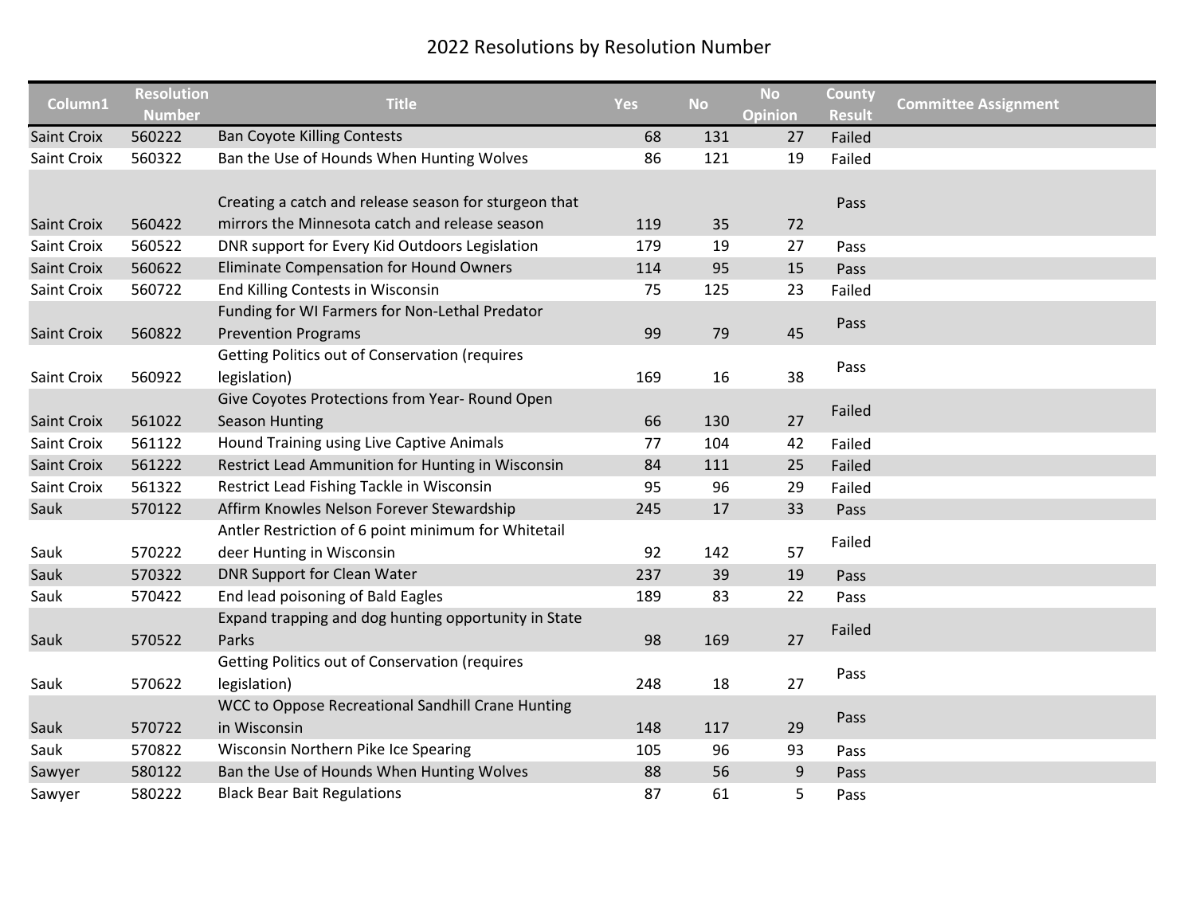# 2022 Resolutions by Resolution Number

| Column1 | Resolution Number | Title | Yes | No | No Opinion | County Result | Committee Assignment |
|---|---|---|---|---|---|---|---|
| Saint Croix | 560222 | Ban Coyote Killing Contests | 68 | 131 | 27 | Failed | |
| Saint Croix | 560322 | Ban the Use of Hounds When Hunting Wolves | 86 | 121 | 19 | Failed | |
| Saint Croix | 560422 | Creating a catch and release season for sturgeon that mirrors the Minnesota catch and release season | 119 | 35 | 72 | Pass | |
| Saint Croix | 560522 | DNR support for Every Kid Outdoors Legislation | 179 | 19 | 27 | Pass | |
| Saint Croix | 560622 | Eliminate Compensation for Hound Owners | 114 | 95 | 15 | Pass | |
| Saint Croix | 560722 | End Killing Contests in Wisconsin | 75 | 125 | 23 | Failed | |
| Saint Croix | 560822 | Funding for WI Farmers for Non-Lethal Predator Prevention Programs | 99 | 79 | 45 | Pass | |
| Saint Croix | 560922 | Getting Politics out of Conservation (requires legislation) | 169 | 16 | 38 | Pass | |
| Saint Croix | 561022 | Give Coyotes Protections from Year- Round Open Season Hunting | 66 | 130 | 27 | Failed | |
| Saint Croix | 561122 | Hound Training using Live Captive Animals | 77 | 104 | 42 | Failed | |
| Saint Croix | 561222 | Restrict Lead Ammunition for Hunting in Wisconsin | 84 | 111 | 25 | Failed | |
| Saint Croix | 561322 | Restrict Lead Fishing Tackle in Wisconsin | 95 | 96 | 29 | Failed | |
| Sauk | 570122 | Affirm Knowles Nelson Forever Stewardship | 245 | 17 | 33 | Pass | |
| Sauk | 570222 | Antler Restriction of 6 point minimum for Whitetail deer Hunting in Wisconsin | 92 | 142 | 57 | Failed | |
| Sauk | 570322 | DNR Support for Clean Water | 237 | 39 | 19 | Pass | |
| Sauk | 570422 | End lead poisoning of Bald Eagles | 189 | 83 | 22 | Pass | |
| Sauk | 570522 | Expand trapping and dog hunting opportunity in State Parks | 98 | 169 | 27 | Failed | |
| Sauk | 570622 | Getting Politics out of Conservation (requires legislation) | 248 | 18 | 27 | Pass | |
| Sauk | 570722 | WCC to Oppose Recreational Sandhill Crane Hunting in Wisconsin | 148 | 117 | 29 | Pass | |
| Sauk | 570822 | Wisconsin Northern Pike Ice Spearing | 105 | 96 | 93 | Pass | |
| Sawyer | 580122 | Ban the Use of Hounds When Hunting Wolves | 88 | 56 | 9 | Pass | |
| Sawyer | 580222 | Black Bear Bait Regulations | 87 | 61 | 5 | Pass | |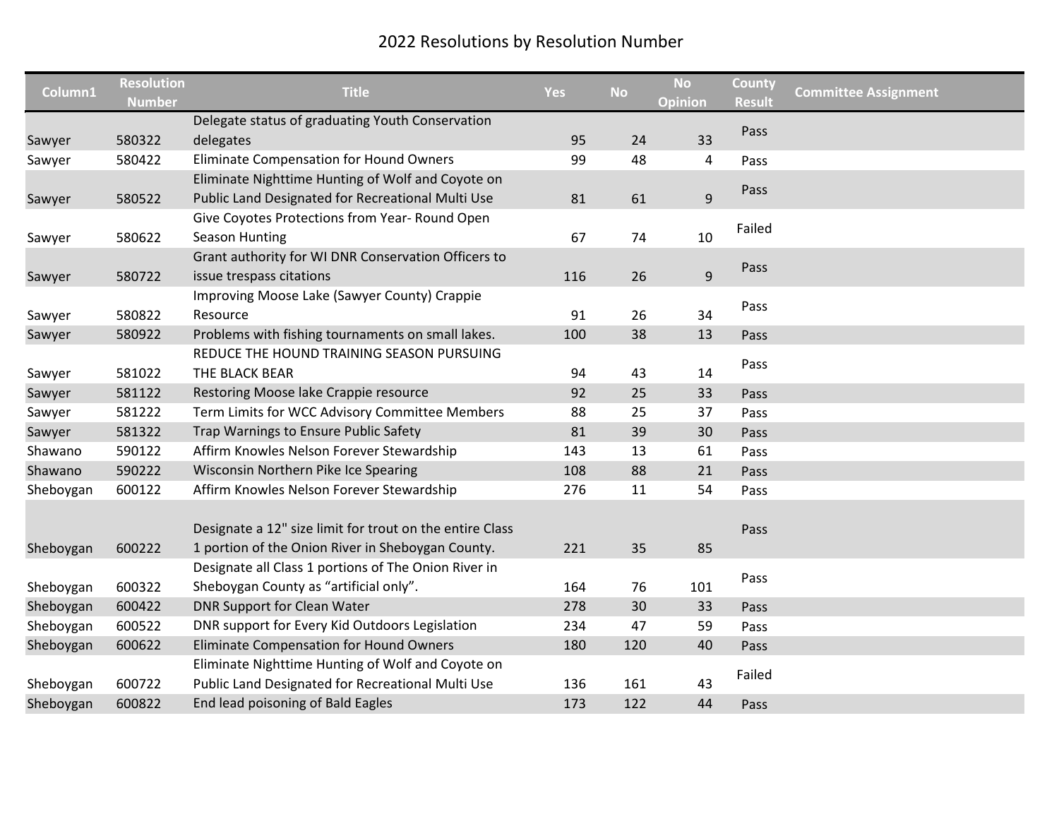# 2022 Resolutions by Resolution Number

| Column1 | Resolution Number | Title | Yes | No | No Opinion | County Result | Committee Assignment |
|---|---|---|---|---|---|---|---|
| Sawyer | 580322 | Delegate status of graduating Youth Conservation delegates | 95 | 24 | 33 | Pass | |
| Sawyer | 580422 | Eliminate Compensation for Hound Owners | 99 | 48 | 4 | Pass | |
| Sawyer | 580522 | Eliminate Nighttime Hunting of Wolf and Coyote on Public Land Designated for Recreational Multi Use | 81 | 61 | 9 | Pass | |
| Sawyer | 580622 | Give Coyotes Protections from Year- Round Open Season Hunting | 67 | 74 | 10 | Failed | |
| Sawyer | 580722 | Grant authority for WI DNR Conservation Officers to issue trespass citations | 116 | 26 | 9 | Pass | |
| Sawyer | 580822 | Improving Moose Lake (Sawyer County) Crappie Resource | 91 | 26 | 34 | Pass | |
| Sawyer | 580922 | Problems with fishing tournaments on small lakes. | 100 | 38 | 13 | Pass | |
| Sawyer | 581022 | REDUCE THE HOUND TRAINING SEASON PURSUING THE BLACK BEAR | 94 | 43 | 14 | Pass | |
| Sawyer | 581122 | Restoring Moose lake Crappie resource | 92 | 25 | 33 | Pass | |
| Sawyer | 581222 | Term Limits for WCC Advisory Committee Members | 88 | 25 | 37 | Pass | |
| Sawyer | 581322 | Trap Warnings to Ensure Public Safety | 81 | 39 | 30 | Pass | |
| Shawano | 590122 | Affirm Knowles Nelson Forever Stewardship | 143 | 13 | 61 | Pass | |
| Shawano | 590222 | Wisconsin Northern Pike Ice Spearing | 108 | 88 | 21 | Pass | |
| Sheboygan | 600122 | Affirm Knowles Nelson Forever Stewardship | 276 | 11 | 54 | Pass | |
| Sheboygan | 600222 | Designate a 12" size limit for trout on the entire Class 1 portion of the Onion River in Sheboygan County. | 221 | 35 | 85 | Pass | |
| Sheboygan | 600322 | Designate all Class 1 portions of The Onion River in Sheboygan County as "artificial only". | 164 | 76 | 101 | Pass | |
| Sheboygan | 600422 | DNR Support for Clean Water | 278 | 30 | 33 | Pass | |
| Sheboygan | 600522 | DNR support for Every Kid Outdoors Legislation | 234 | 47 | 59 | Pass | |
| Sheboygan | 600622 | Eliminate Compensation for Hound Owners | 180 | 120 | 40 | Pass | |
| Sheboygan | 600722 | Eliminate Nighttime Hunting of Wolf and Coyote on Public Land Designated for Recreational Multi Use | 136 | 161 | 43 | Failed | |
| Sheboygan | 600822 | End lead poisoning of Bald Eagles | 173 | 122 | 44 | Pass | |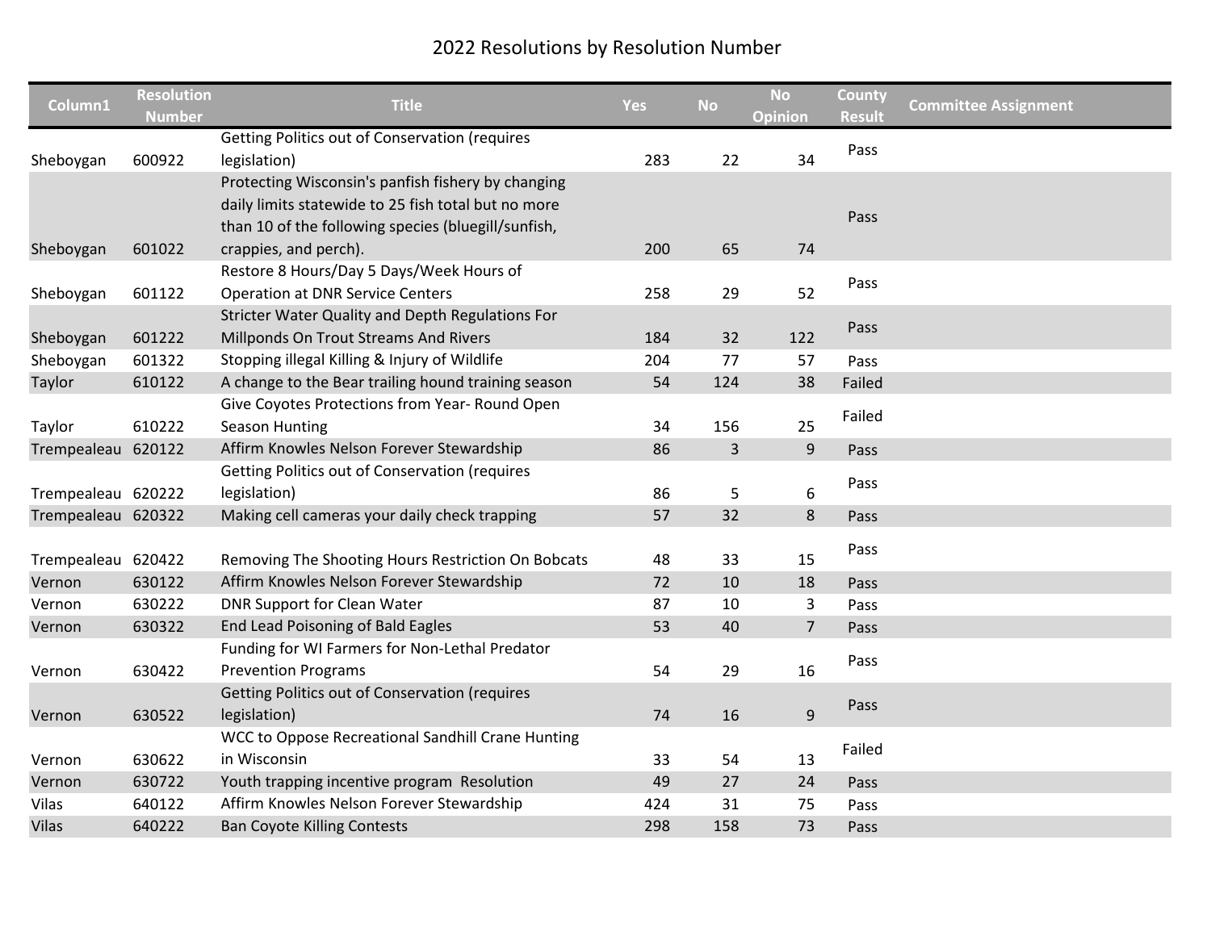# 2022 Resolutions by Resolution Number

| Column1 | Resolution Number | Title | Yes | No | No Opinion | County Result | Committee Assignment |
|---|---|---|---|---|---|---|---|
| Sheboygan | 600922 | Getting Politics out of Conservation (requires legislation) | 283 | 22 | 34 | Pass | |
| Sheboygan | 601022 | Protecting Wisconsin's panfish fishery by changing daily limits statewide to 25 fish total but no more than 10 of the following species (bluegill/sunfish, crappies, and perch). | 200 | 65 | 74 | Pass | |
| Sheboygan | 601122 | Restore 8 Hours/Day 5 Days/Week Hours of Operation at DNR Service Centers | 258 | 29 | 52 | Pass | |
| Sheboygan | 601222 | Stricter Water Quality and Depth Regulations For Millponds On Trout Streams And Rivers | 184 | 32 | 122 | Pass | |
| Sheboygan | 601322 | Stopping illegal Killing & Injury of Wildlife | 204 | 77 | 57 | Pass | |
| Taylor | 610122 | A change to the Bear trailing hound training season | 54 | 124 | 38 | Failed | |
| Taylor | 610222 | Give Coyotes Protections from Year- Round Open Season Hunting | 34 | 156 | 25 | Failed | |
| Trempealeau | 620122 | Affirm Knowles Nelson Forever Stewardship | 86 | 3 | 9 | Pass | |
| Trempealeau | 620222 | Getting Politics out of Conservation (requires legislation) | 86 | 5 | 6 | Pass | |
| Trempealeau | 620322 | Making cell cameras your daily check trapping | 57 | 32 | 8 | Pass | |
| Trempealeau | 620422 | Removing The Shooting Hours Restriction On Bobcats | 48 | 33 | 15 | Pass | |
| Vernon | 630122 | Affirm Knowles Nelson Forever Stewardship | 72 | 10 | 18 | Pass | |
| Vernon | 630222 | DNR Support for Clean Water | 87 | 10 | 3 | Pass | |
| Vernon | 630322 | End Lead Poisoning of Bald Eagles | 53 | 40 | 7 | Pass | |
| Vernon | 630422 | Funding for WI Farmers for Non-Lethal Predator Prevention Programs | 54 | 29 | 16 | Pass | |
| Vernon | 630522 | Getting Politics out of Conservation (requires legislation) | 74 | 16 | 9 | Pass | |
| Vernon | 630622 | WCC to Oppose Recreational Sandhill Crane Hunting in Wisconsin | 33 | 54 | 13 | Failed | |
| Vernon | 630722 | Youth trapping incentive program Resolution | 49 | 27 | 24 | Pass | |
| Vilas | 640122 | Affirm Knowles Nelson Forever Stewardship | 424 | 31 | 75 | Pass | |
| Vilas | 640222 | Ban Coyote Killing Contests | 298 | 158 | 73 | Pass | |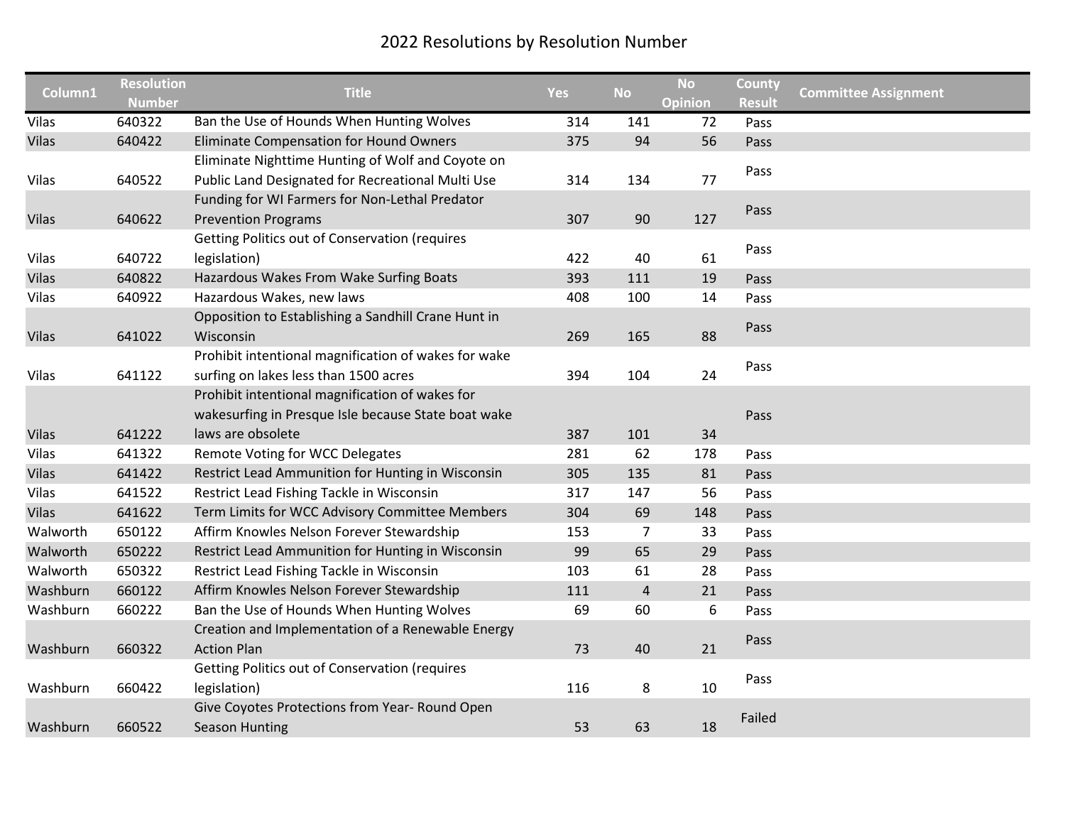# 2022 Resolutions by Resolution Number

| Column1 | Resolution Number | Title | Yes | No | No Opinion | County Result | Committee Assignment |
|---|---|---|---|---|---|---|---|
| Vilas | 640322 | Ban the Use of Hounds When Hunting Wolves | 314 | 141 | 72 | Pass | |
| Vilas | 640422 | Eliminate Compensation for Hound Owners | 375 | 94 | 56 | Pass | |
| Vilas | 640522 | Eliminate Nighttime Hunting of Wolf and Coyote on Public Land Designated for Recreational Multi Use | 314 | 134 | 77 | Pass | |
| Vilas | 640622 | Funding for WI Farmers for Non-Lethal Predator Prevention Programs | 307 | 90 | 127 | Pass | |
| Vilas | 640722 | Getting Politics out of Conservation (requires legislation) | 422 | 40 | 61 | Pass | |
| Vilas | 640822 | Hazardous Wakes From Wake Surfing Boats | 393 | 111 | 19 | Pass | |
| Vilas | 640922 | Hazardous Wakes, new laws | 408 | 100 | 14 | Pass | |
| Vilas | 641022 | Opposition to Establishing a Sandhill Crane Hunt in Wisconsin | 269 | 165 | 88 | Pass | |
| Vilas | 641122 | Prohibit intentional magnification of wakes for wake surfing on lakes less than 1500 acres | 394 | 104 | 24 | Pass | |
| Vilas | 641222 | Prohibit intentional magnification of wakes for wakesurfing in Presque Isle because State boat wake laws are obsolete | 387 | 101 | 34 | Pass | |
| Vilas | 641322 | Remote Voting for WCC Delegates | 281 | 62 | 178 | Pass | |
| Vilas | 641422 | Restrict Lead Ammunition for Hunting in Wisconsin | 305 | 135 | 81 | Pass | |
| Vilas | 641522 | Restrict Lead Fishing Tackle in Wisconsin | 317 | 147 | 56 | Pass | |
| Vilas | 641622 | Term Limits for WCC Advisory Committee Members | 304 | 69 | 148 | Pass | |
| Walworth | 650122 | Affirm Knowles Nelson Forever Stewardship | 153 | 7 | 33 | Pass | |
| Walworth | 650222 | Restrict Lead Ammunition for Hunting in Wisconsin | 99 | 65 | 29 | Pass | |
| Walworth | 650322 | Restrict Lead Fishing Tackle in Wisconsin | 103 | 61 | 28 | Pass | |
| Washburn | 660122 | Affirm Knowles Nelson Forever Stewardship | 111 | 4 | 21 | Pass | |
| Washburn | 660222 | Ban the Use of Hounds When Hunting Wolves | 69 | 60 | 6 | Pass | |
| Washburn | 660322 | Creation and Implementation of a Renewable Energy Action Plan | 73 | 40 | 21 | Pass | |
| Washburn | 660422 | Getting Politics out of Conservation (requires legislation) | 116 | 8 | 10 | Pass | |
| Washburn | 660522 | Give Coyotes Protections from Year- Round Open Season Hunting | 53 | 63 | 18 | Failed | |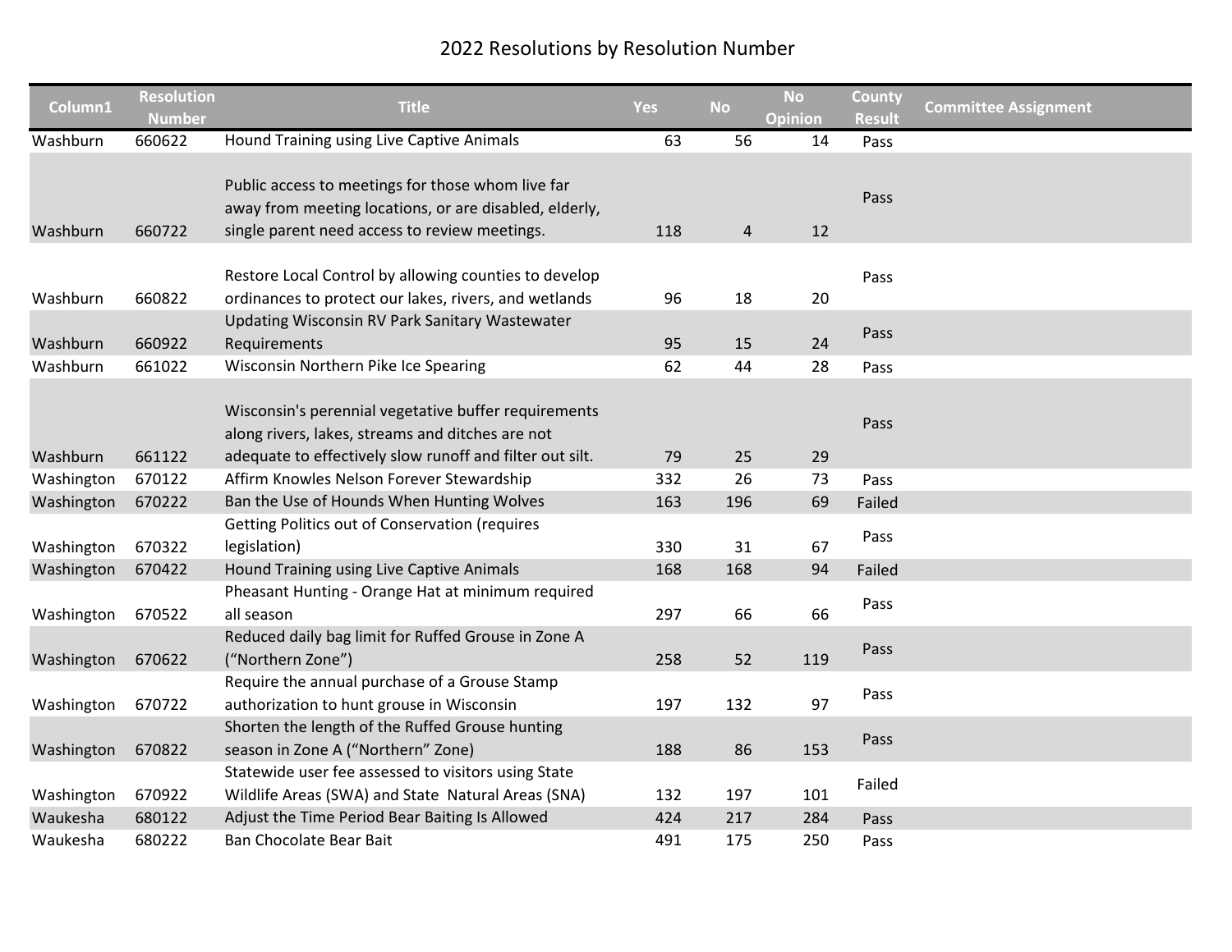# 2022 Resolutions by Resolution Number

| Column1 | Resolution Number | Title | Yes | No | No Opinion | County Result | Committee Assignment |
|---|---|---|---|---|---|---|---|
| Washburn | 660622 | Hound Training using Live Captive Animals | 63 | 56 | 14 | Pass | |
| Washburn | 660722 | Public access to meetings for those whom live far away from meeting locations, or are disabled, elderly, single parent need access to review meetings. | 118 | 4 | 12 | Pass | |
| Washburn | 660822 | Restore Local Control by allowing counties to develop ordinances to protect our lakes, rivers, and wetlands | 96 | 18 | 20 | Pass | |
| Washburn | 660922 | Updating Wisconsin RV Park Sanitary Wastewater Requirements | 95 | 15 | 24 | Pass | |
| Washburn | 661022 | Wisconsin Northern Pike Ice Spearing | 62 | 44 | 28 | Pass | |
| Washburn | 661122 | Wisconsin's perennial vegetative buffer requirements along rivers, lakes, streams and ditches are not adequate to effectively slow runoff and filter out silt. | 79 | 25 | 29 | Pass | |
| Washington | 670122 | Affirm Knowles Nelson Forever Stewardship | 332 | 26 | 73 | Pass | |
| Washington | 670222 | Ban the Use of Hounds When Hunting Wolves | 163 | 196 | 69 | Failed | |
| Washington | 670322 | Getting Politics out of Conservation (requires legislation) | 330 | 31 | 67 | Pass | |
| Washington | 670422 | Hound Training using Live Captive Animals | 168 | 168 | 94 | Failed | |
| Washington | 670522 | Pheasant Hunting - Orange Hat at minimum required all season | 297 | 66 | 66 | Pass | |
| Washington | 670622 | Reduced daily bag limit for Ruffed Grouse in Zone A ("Northern Zone") | 258 | 52 | 119 | Pass | |
| Washington | 670722 | Require the annual purchase of a Grouse Stamp authorization to hunt grouse in Wisconsin | 197 | 132 | 97 | Pass | |
| Washington | 670822 | Shorten the length of the Ruffed Grouse hunting season in Zone A ("Northern" Zone) | 188 | 86 | 153 | Pass | |
| Washington | 670922 | Statewide user fee assessed to visitors using State Wildlife Areas (SWA) and State Natural Areas (SNA) | 132 | 197 | 101 | Failed | |
| Waukesha | 680122 | Adjust the Time Period Bear Baiting Is Allowed | 424 | 217 | 284 | Pass | |
| Waukesha | 680222 | Ban Chocolate Bear Bait | 491 | 175 | 250 | Pass | |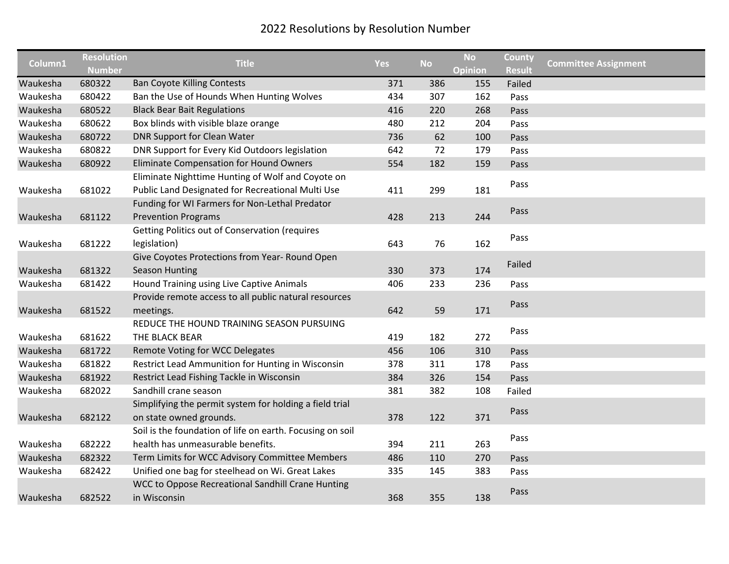# 2022 Resolutions by Resolution Number

| Column1 | Resolution Number | Title | Yes | No | No Opinion | County Result | Committee Assignment |
|---|---|---|---|---|---|---|---|
| Waukesha | 680322 | Ban Coyote Killing Contests | 371 | 386 | 155 | Failed | |
| Waukesha | 680422 | Ban the Use of Hounds When Hunting Wolves | 434 | 307 | 162 | Pass | |
| Waukesha | 680522 | Black Bear Bait Regulations | 416 | 220 | 268 | Pass | |
| Waukesha | 680622 | Box blinds with visible blaze orange | 480 | 212 | 204 | Pass | |
| Waukesha | 680722 | DNR Support for Clean Water | 736 | 62 | 100 | Pass | |
| Waukesha | 680822 | DNR Support for Every Kid Outdoors legislation | 642 | 72 | 179 | Pass | |
| Waukesha | 680922 | Eliminate Compensation for Hound Owners | 554 | 182 | 159 | Pass | |
| Waukesha | 681022 | Eliminate Nighttime Hunting of Wolf and Coyote on Public Land Designated for Recreational Multi Use | 411 | 299 | 181 | Pass | |
| Waukesha | 681122 | Funding for WI Farmers for Non-Lethal Predator Prevention Programs | 428 | 213 | 244 | Pass | |
| Waukesha | 681222 | Getting Politics out of Conservation (requires legislation) | 643 | 76 | 162 | Pass | |
| Waukesha | 681322 | Give Coyotes Protections from Year- Round Open Season Hunting | 330 | 373 | 174 | Failed | |
| Waukesha | 681422 | Hound Training using Live Captive Animals | 406 | 233 | 236 | Pass | |
| Waukesha | 681522 | Provide remote access to all public natural resources meetings. | 642 | 59 | 171 | Pass | |
| Waukesha | 681622 | REDUCE THE HOUND TRAINING SEASON PURSUING THE BLACK BEAR | 419 | 182 | 272 | Pass | |
| Waukesha | 681722 | Remote Voting for WCC Delegates | 456 | 106 | 310 | Pass | |
| Waukesha | 681822 | Restrict Lead Ammunition for Hunting in Wisconsin | 378 | 311 | 178 | Pass | |
| Waukesha | 681922 | Restrict Lead Fishing Tackle in Wisconsin | 384 | 326 | 154 | Pass | |
| Waukesha | 682022 | Sandhill crane season | 381 | 382 | 108 | Failed | |
| Waukesha | 682122 | Simplifying the permit system for holding a field trial on state owned grounds. | 378 | 122 | 371 | Pass | |
| Waukesha | 682222 | Soil is the foundation of life on earth. Focusing on soil health has unmeasurable benefits. | 394 | 211 | 263 | Pass | |
| Waukesha | 682322 | Term Limits for WCC Advisory Committee Members | 486 | 110 | 270 | Pass | |
| Waukesha | 682422 | Unified one bag for steelhead on Wi. Great Lakes | 335 | 145 | 383 | Pass | |
| Waukesha | 682522 | WCC to Oppose Recreational Sandhill Crane Hunting in Wisconsin | 368 | 355 | 138 | Pass | |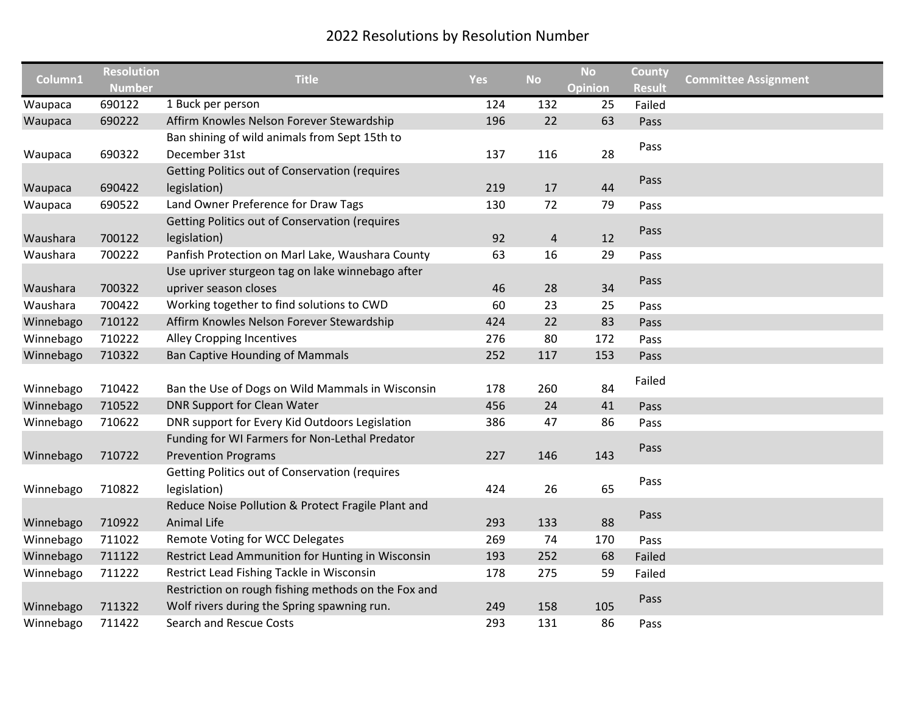# 2022 Resolutions by Resolution Number

| Column1 | Resolution Number | Title | Yes | No | No Opinion | County Result | Committee Assignment |
|---|---|---|---|---|---|---|---|
| Waupaca | 690122 | 1 Buck per person | 124 | 132 | 25 | Failed | |
| Waupaca | 690222 | Affirm Knowles Nelson Forever Stewardship | 196 | 22 | 63 | Pass | |
| Waupaca | 690322 | Ban shining of wild animals from Sept 15th to December 31st | 137 | 116 | 28 | Pass | |
| Waupaca | 690422 | Getting Politics out of Conservation (requires legislation) | 219 | 17 | 44 | Pass | |
| Waupaca | 690522 | Land Owner Preference for Draw Tags | 130 | 72 | 79 | Pass | |
| Waushara | 700122 | Getting Politics out of Conservation (requires legislation) | 92 | 4 | 12 | Pass | |
| Waushara | 700222 | Panfish Protection on Marl Lake, Waushara County | 63 | 16 | 29 | Pass | |
| Waushara | 700322 | Use upriver sturgeon tag on lake winnebago after upriver season closes | 46 | 28 | 34 | Pass | |
| Waushara | 700422 | Working together to find solutions to CWD | 60 | 23 | 25 | Pass | |
| Winnebago | 710122 | Affirm Knowles Nelson Forever Stewardship | 424 | 22 | 83 | Pass | |
| Winnebago | 710222 | Alley Cropping Incentives | 276 | 80 | 172 | Pass | |
| Winnebago | 710322 | Ban Captive Hounding of Mammals | 252 | 117 | 153 | Pass | |
| Winnebago | 710422 | Ban the Use of Dogs on Wild Mammals in Wisconsin | 178 | 260 | 84 | Failed | |
| Winnebago | 710522 | DNR Support for Clean Water | 456 | 24 | 41 | Pass | |
| Winnebago | 710622 | DNR support for Every Kid Outdoors Legislation | 386 | 47 | 86 | Pass | |
| Winnebago | 710722 | Funding for WI Farmers for Non-Lethal Predator Prevention Programs | 227 | 146 | 143 | Pass | |
| Winnebago | 710822 | Getting Politics out of Conservation (requires legislation) | 424 | 26 | 65 | Pass | |
| Winnebago | 710922 | Reduce Noise Pollution & Protect Fragile Plant and Animal Life | 293 | 133 | 88 | Pass | |
| Winnebago | 711022 | Remote Voting for WCC Delegates | 269 | 74 | 170 | Pass | |
| Winnebago | 711122 | Restrict Lead Ammunition for Hunting in Wisconsin | 193 | 252 | 68 | Failed | |
| Winnebago | 711222 | Restrict Lead Fishing Tackle in Wisconsin | 178 | 275 | 59 | Failed | |
| Winnebago | 711322 | Restriction on rough fishing methods on the Fox and Wolf rivers during the Spring spawning run. | 249 | 158 | 105 | Pass | |
| Winnebago | 711422 | Search and Rescue Costs | 293 | 131 | 86 | Pass | |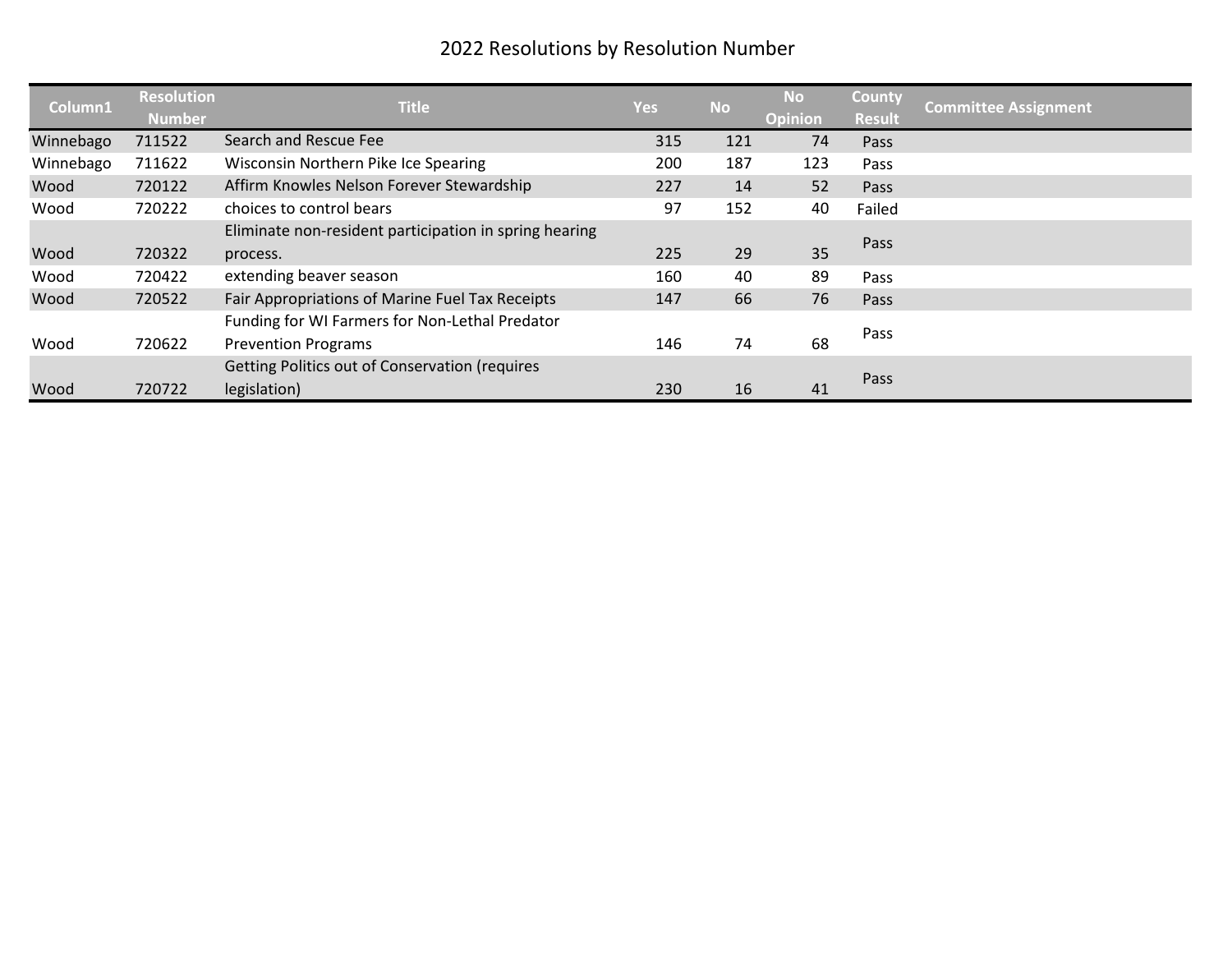# 2022 Resolutions by Resolution Number

| Column1 | Resolution Number | Title | Yes | No | No Opinion | County Result | Committee Assignment |
|---|---|---|---|---|---|---|---|
| Winnebago | 711522 | Search and Rescue Fee | 315 | 121 | 74 | Pass | |
| Winnebago | 711622 | Wisconsin Northern Pike Ice Spearing | 200 | 187 | 123 | Pass | |
| Wood | 720122 | Affirm Knowles Nelson Forever Stewardship | 227 | 14 | 52 | Pass | |
| Wood | 720222 | choices to control bears | 97 | 152 | 40 | Failed | |
| Wood | 720322 | Eliminate non-resident participation in spring hearing process. | 225 | 29 | 35 | Pass | |
| Wood | 720422 | extending beaver season | 160 | 40 | 89 | Pass | |
| Wood | 720522 | Fair Appropriations of Marine Fuel Tax Receipts | 147 | 66 | 76 | Pass | |
| Wood | 720622 | Funding for WI Farmers for Non-Lethal Predator Prevention Programs | 146 | 74 | 68 | Pass | |
| Wood | 720722 | Getting Politics out of Conservation (requires legislation) | 230 | 16 | 41 | Pass | |